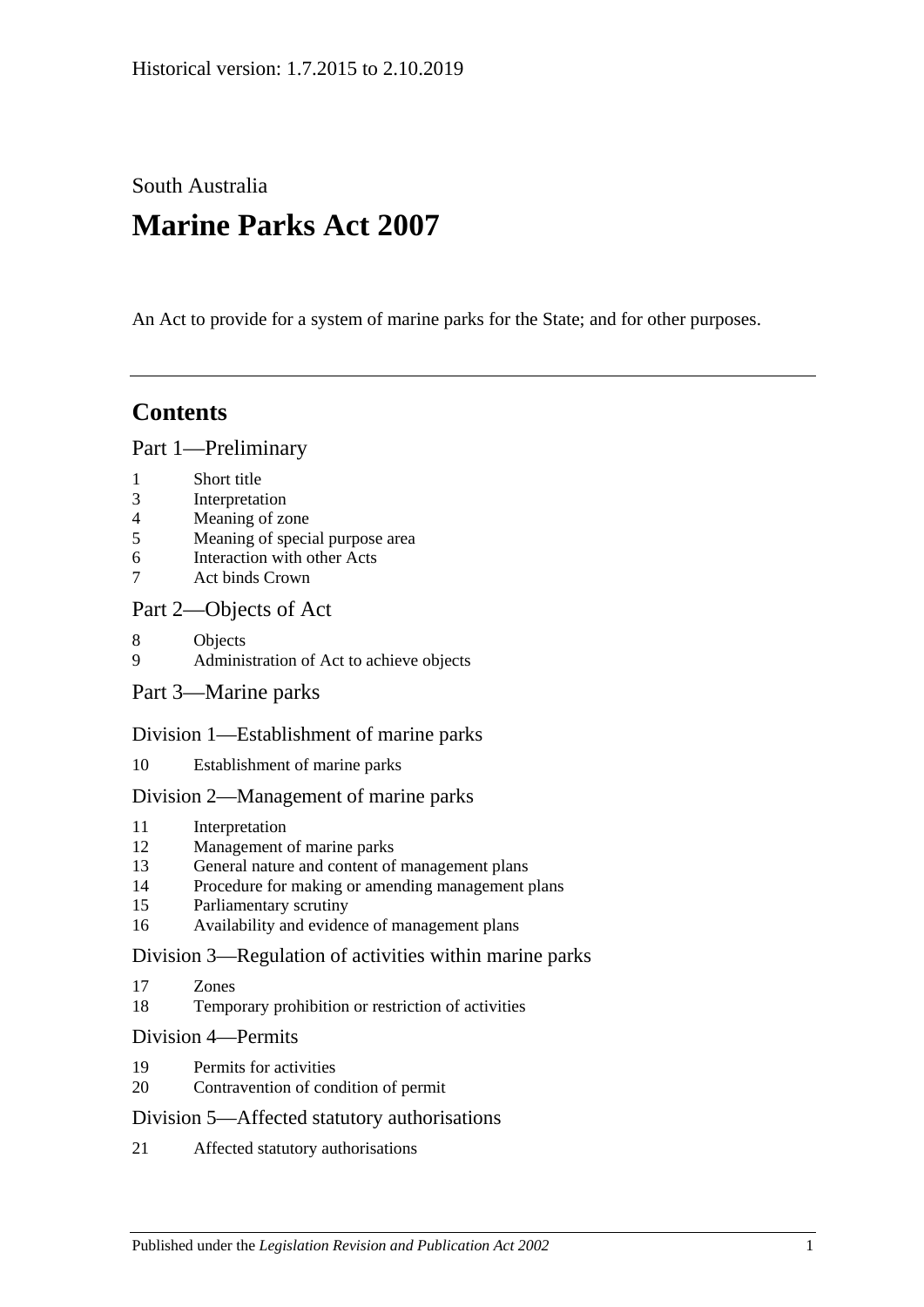Historical version: 1.7.2015 to 2.10.2019

South Australia

# Marine Parks Act 2007

An Act to provide for a system of marine parks for the State; and for other purposes.

---

## Contents

### Part 1—Preliminary

1 Short title
3 Interpretation
4 Meaning of zone
5 Meaning of special purpose area
6 Interaction with other Acts
7 Act binds Crown

### Part 2—Objects of Act

8 Objects
9 Administration of Act to achieve objects

### Part 3—Marine parks

#### Division 1—Establishment of marine parks

10 Establishment of marine parks

#### Division 2—Management of marine parks

11 Interpretation
12 Management of marine parks
13 General nature and content of management plans
14 Procedure for making or amending management plans
15 Parliamentary scrutiny
16 Availability and evidence of management plans

#### Division 3—Regulation of activities within marine parks

17 Zones
18 Temporary prohibition or restriction of activities

#### Division 4—Permits

19 Permits for activities
20 Contravention of condition of permit

#### Division 5—Affected statutory authorisations

21 Affected statutory authorisations

Published under the *Legislation Revision and Publication Act 2002*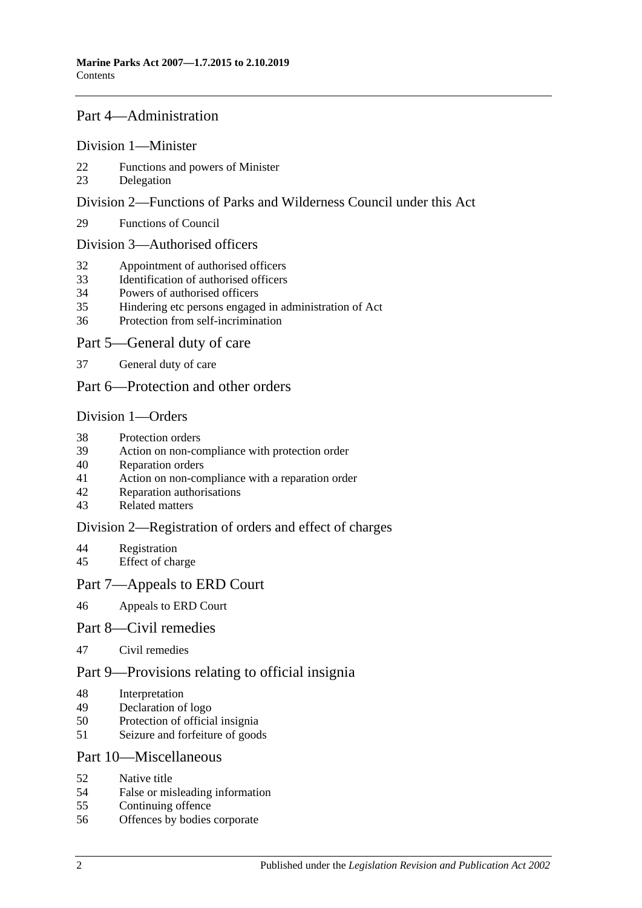## Part 4—Administration

### Division 1—Minister

22 Functions and powers of Minister
23 Delegation

### Division 2—Functions of Parks and Wilderness Council under this Act

29 Functions of Council

### Division 3—Authorised officers

32 Appointment of authorised officers
33 Identification of authorised officers
34 Powers of authorised officers
35 Hindering etc persons engaged in administration of Act
36 Protection from self-incrimination

## Part 5—General duty of care

37 General duty of care

## Part 6—Protection and other orders

### Division 1—Orders

38 Protection orders
39 Action on non-compliance with protection order
40 Reparation orders
41 Action on non-compliance with a reparation order
42 Reparation authorisations
43 Related matters

### Division 2—Registration of orders and effect of charges

44 Registration
45 Effect of charge

## Part 7—Appeals to ERD Court

46 Appeals to ERD Court

## Part 8—Civil remedies

47 Civil remedies

## Part 9—Provisions relating to official insignia

48 Interpretation
49 Declaration of logo
50 Protection of official insignia
51 Seizure and forfeiture of goods

## Part 10—Miscellaneous

52 Native title
54 False or misleading information
55 Continuing offence
56 Offences by bodies corporate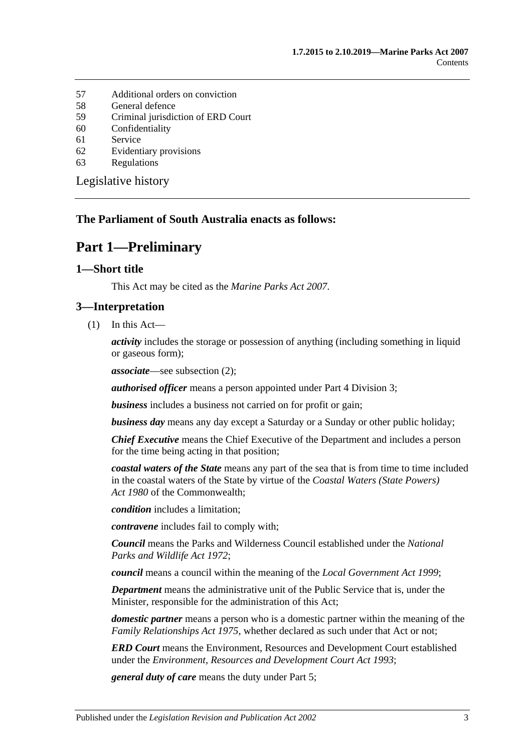57 Additional orders on conviction
58 General defence
59 Criminal jurisdiction of ERD Court
60 Confidentiality
61 Service
62 Evidentiary provisions
63 Regulations

Legislative history

**The Parliament of South Australia enacts as follows:**

# Part 1—Preliminary

## 1—Short title

This Act may be cited as the *Marine Parks Act 2007*.

## 3—Interpretation

(1) In this Act—

***activity*** includes the storage or possession of anything (including something in liquid or gaseous form);

***associate***—see subsection (2);

***authorised officer*** means a person appointed under Part 4 Division 3;

***business*** includes a business not carried on for profit or gain;

***business day*** means any day except a Saturday or a Sunday or other public holiday;

***Chief Executive*** means the Chief Executive of the Department and includes a person for the time being acting in that position;

***coastal waters of the State*** means any part of the sea that is from time to time included in the coastal waters of the State by virtue of the *Coastal Waters (State Powers) Act 1980* of the Commonwealth;

***condition*** includes a limitation;

***contravene*** includes fail to comply with;

***Council*** means the Parks and Wilderness Council established under the *National Parks and Wildlife Act 1972*;

***council*** means a council within the meaning of the *Local Government Act 1999*;

***Department*** means the administrative unit of the Public Service that is, under the Minister, responsible for the administration of this Act;

***domestic partner*** means a person who is a domestic partner within the meaning of the *Family Relationships Act 1975*, whether declared as such under that Act or not;

***ERD Court*** means the Environment, Resources and Development Court established under the *Environment, Resources and Development Court Act 1993*;

***general duty of care*** means the duty under Part 5;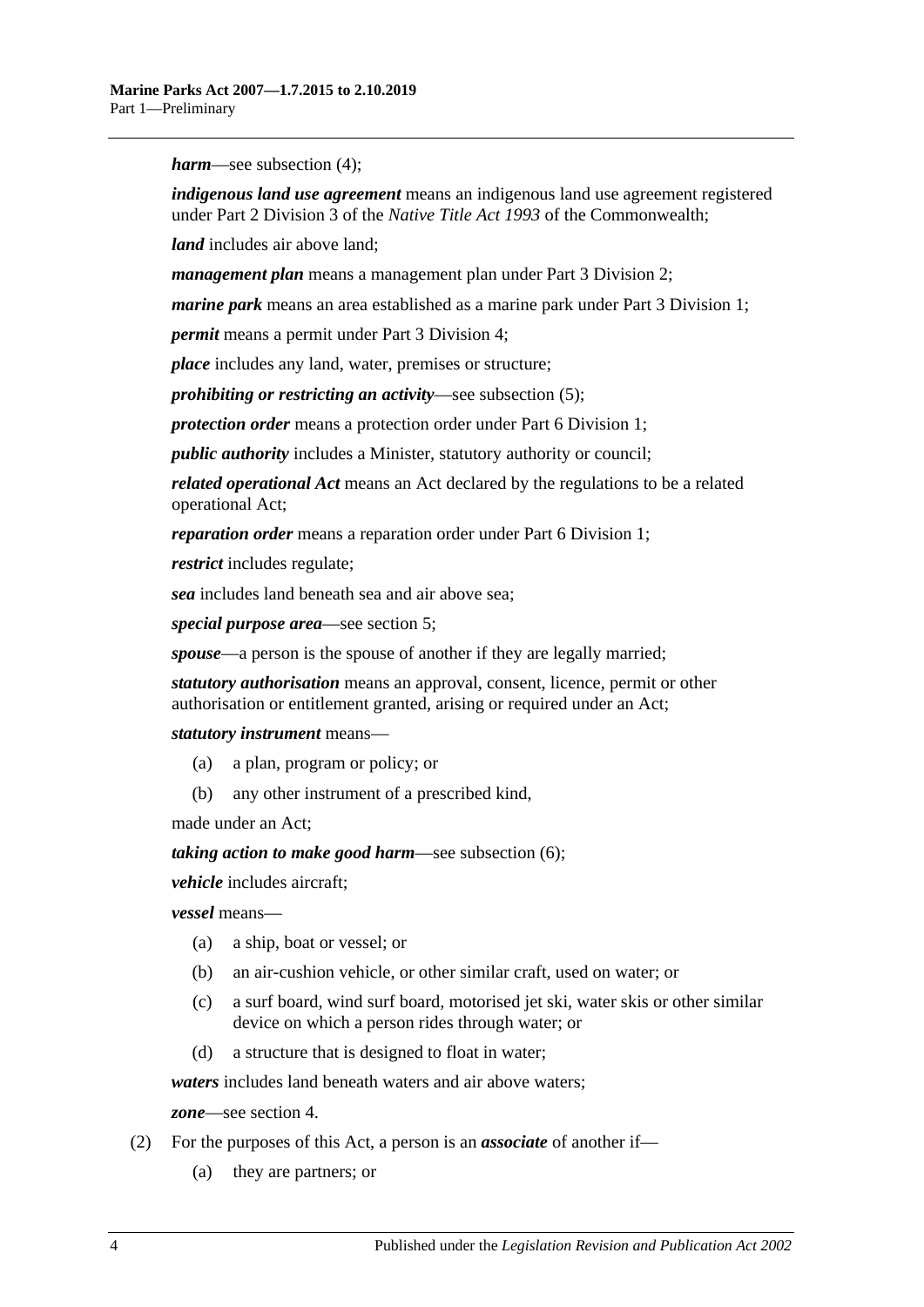***harm***—see subsection (4);

***indigenous land use agreement*** means an indigenous land use agreement registered under Part 2 Division 3 of the *Native Title Act 1993* of the Commonwealth;

***land*** includes air above land;

***management plan*** means a management plan under Part 3 Division 2;

***marine park*** means an area established as a marine park under Part 3 Division 1;

***permit*** means a permit under Part 3 Division 4;

***place*** includes any land, water, premises or structure;

***prohibiting or restricting an activity***—see subsection (5);

***protection order*** means a protection order under Part 6 Division 1;

***public authority*** includes a Minister, statutory authority or council;

***related operational Act*** means an Act declared by the regulations to be a related operational Act;

***reparation order*** means a reparation order under Part 6 Division 1;

***restrict*** includes regulate;

***sea*** includes land beneath sea and air above sea;

***special purpose area***—see section 5;

***spouse***—a person is the spouse of another if they are legally married;

***statutory authorisation*** means an approval, consent, licence, permit or other authorisation or entitlement granted, arising or required under an Act;

***statutory instrument*** means—

- (a) a plan, program or policy; or
- (b) any other instrument of a prescribed kind,

made under an Act;

***taking action to make good harm***—see subsection (6);

***vehicle*** includes aircraft;

***vessel*** means—

- (a) a ship, boat or vessel; or
- (b) an air-cushion vehicle, or other similar craft, used on water; or
- (c) a surf board, wind surf board, motorised jet ski, water skis or other similar device on which a person rides through water; or
- (d) a structure that is designed to float in water;

***waters*** includes land beneath waters and air above waters;

***zone***—see section 4.

(2) For the purposes of this Act, a person is an ***associate*** of another if—

- (a) they are partners; or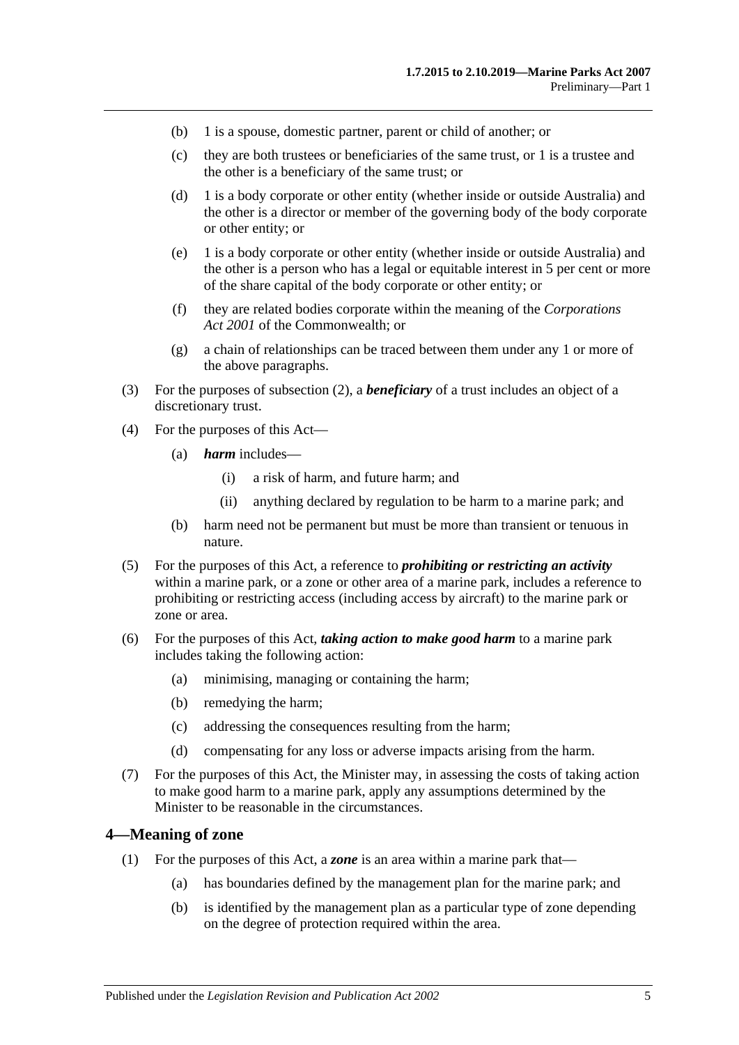(b) 1 is a spouse, domestic partner, parent or child of another; or

(c) they are both trustees or beneficiaries of the same trust, or 1 is a trustee and the other is a beneficiary of the same trust; or

(d) 1 is a body corporate or other entity (whether inside or outside Australia) and the other is a director or member of the governing body of the body corporate or other entity; or

(e) 1 is a body corporate or other entity (whether inside or outside Australia) and the other is a person who has a legal or equitable interest in 5 per cent or more of the share capital of the body corporate or other entity; or

(f) they are related bodies corporate within the meaning of the *Corporations Act 2001* of the Commonwealth; or

(g) a chain of relationships can be traced between them under any 1 or more of the above paragraphs.

(3) For the purposes of subsection (2), a ***beneficiary*** of a trust includes an object of a discretionary trust.

(4) For the purposes of this Act—

(a) ***harm*** includes—

(i) a risk of harm, and future harm; and

(ii) anything declared by regulation to be harm to a marine park; and

(b) harm need not be permanent but must be more than transient or tenuous in nature.

(5) For the purposes of this Act, a reference to ***prohibiting or restricting an activity*** within a marine park, or a zone or other area of a marine park, includes a reference to prohibiting or restricting access (including access by aircraft) to the marine park or zone or area.

(6) For the purposes of this Act, ***taking action to make good harm*** to a marine park includes taking the following action:

(a) minimising, managing or containing the harm;

(b) remedying the harm;

(c) addressing the consequences resulting from the harm;

(d) compensating for any loss or adverse impacts arising from the harm.

(7) For the purposes of this Act, the Minister may, in assessing the costs of taking action to make good harm to a marine park, apply any assumptions determined by the Minister to be reasonable in the circumstances.

## 4—Meaning of zone

(1) For the purposes of this Act, a ***zone*** is an area within a marine park that—

(a) has boundaries defined by the management plan for the marine park; and

(b) is identified by the management plan as a particular type of zone depending on the degree of protection required within the area.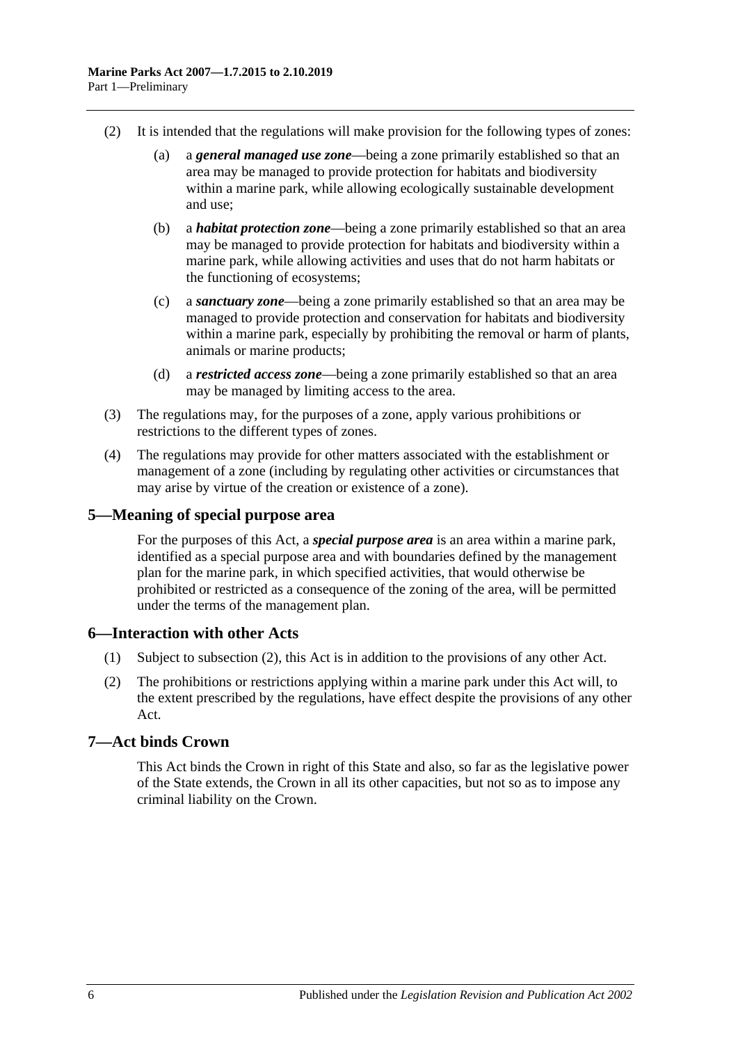(2) It is intended that the regulations will make provision for the following types of zones:

(a) a ***general managed use zone***—being a zone primarily established so that an area may be managed to provide protection for habitats and biodiversity within a marine park, while allowing ecologically sustainable development and use;

(b) a ***habitat protection zone***—being a zone primarily established so that an area may be managed to provide protection for habitats and biodiversity within a marine park, while allowing activities and uses that do not harm habitats or the functioning of ecosystems;

(c) a ***sanctuary zone***—being a zone primarily established so that an area may be managed to provide protection and conservation for habitats and biodiversity within a marine park, especially by prohibiting the removal or harm of plants, animals or marine products;

(d) a ***restricted access zone***—being a zone primarily established so that an area may be managed by limiting access to the area.

(3) The regulations may, for the purposes of a zone, apply various prohibitions or restrictions to the different types of zones.

(4) The regulations may provide for other matters associated with the establishment or management of a zone (including by regulating other activities or circumstances that may arise by virtue of the creation or existence of a zone).

## 5—Meaning of special purpose area

For the purposes of this Act, a ***special purpose area*** is an area within a marine park, identified as a special purpose area and with boundaries defined by the management plan for the marine park, in which specified activities, that would otherwise be prohibited or restricted as a consequence of the zoning of the area, will be permitted under the terms of the management plan.

## 6—Interaction with other Acts

(1) Subject to subsection (2), this Act is in addition to the provisions of any other Act.

(2) The prohibitions or restrictions applying within a marine park under this Act will, to the extent prescribed by the regulations, have effect despite the provisions of any other Act.

## 7—Act binds Crown

This Act binds the Crown in right of this State and also, so far as the legislative power of the State extends, the Crown in all its other capacities, but not so as to impose any criminal liability on the Crown.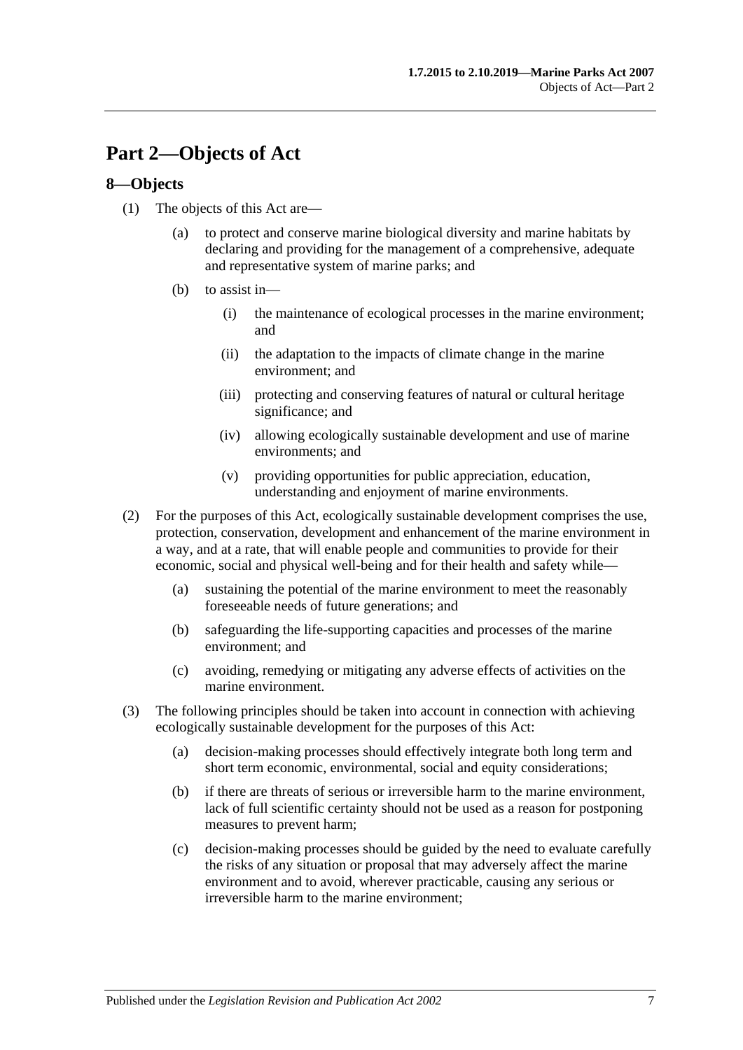# Part 2—Objects of Act

## 8—Objects

(1) The objects of this Act are—

  (a) to protect and conserve marine biological diversity and marine habitats by declaring and providing for the management of a comprehensive, adequate and representative system of marine parks; and

  (b) to assist in—

    (i) the maintenance of ecological processes in the marine environment; and

    (ii) the adaptation to the impacts of climate change in the marine environment; and

    (iii) protecting and conserving features of natural or cultural heritage significance; and

    (iv) allowing ecologically sustainable development and use of marine environments; and

    (v) providing opportunities for public appreciation, education, understanding and enjoyment of marine environments.

(2) For the purposes of this Act, ecologically sustainable development comprises the use, protection, conservation, development and enhancement of the marine environment in a way, and at a rate, that will enable people and communities to provide for their economic, social and physical well-being and for their health and safety while—

  (a) sustaining the potential of the marine environment to meet the reasonably foreseeable needs of future generations; and

  (b) safeguarding the life-supporting capacities and processes of the marine environment; and

  (c) avoiding, remedying or mitigating any adverse effects of activities on the marine environment.

(3) The following principles should be taken into account in connection with achieving ecologically sustainable development for the purposes of this Act:

  (a) decision-making processes should effectively integrate both long term and short term economic, environmental, social and equity considerations;

  (b) if there are threats of serious or irreversible harm to the marine environment, lack of full scientific certainty should not be used as a reason for postponing measures to prevent harm;

  (c) decision-making processes should be guided by the need to evaluate carefully the risks of any situation or proposal that may adversely affect the marine environment and to avoid, wherever practicable, causing any serious or irreversible harm to the marine environment;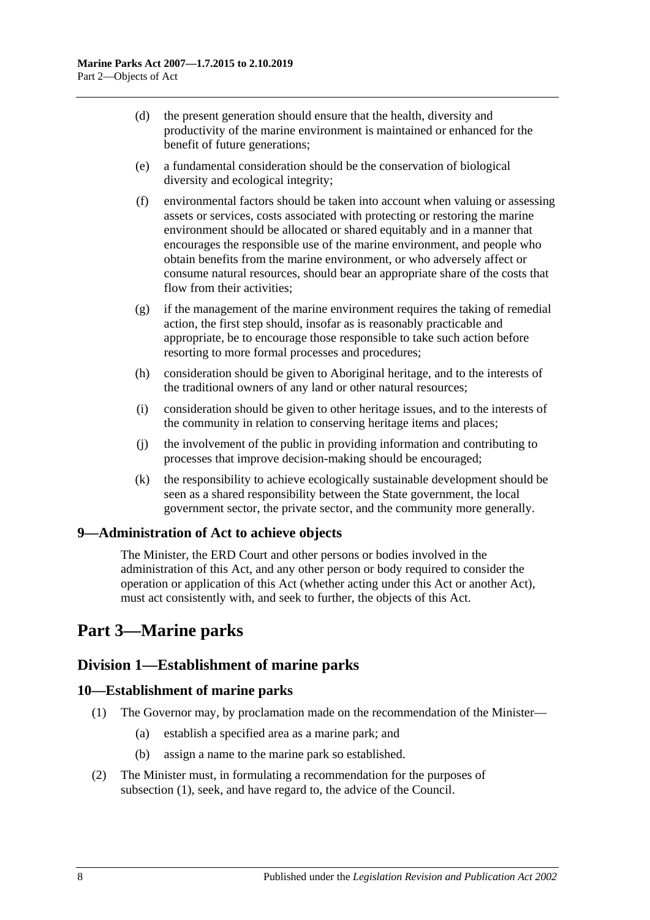(d) the present generation should ensure that the health, diversity and productivity of the marine environment is maintained or enhanced for the benefit of future generations;

(e) a fundamental consideration should be the conservation of biological diversity and ecological integrity;

(f) environmental factors should be taken into account when valuing or assessing assets or services, costs associated with protecting or restoring the marine environment should be allocated or shared equitably and in a manner that encourages the responsible use of the marine environment, and people who obtain benefits from the marine environment, or who adversely affect or consume natural resources, should bear an appropriate share of the costs that flow from their activities;

(g) if the management of the marine environment requires the taking of remedial action, the first step should, insofar as is reasonably practicable and appropriate, be to encourage those responsible to take such action before resorting to more formal processes and procedures;

(h) consideration should be given to Aboriginal heritage, and to the interests of the traditional owners of any land or other natural resources;

(i) consideration should be given to other heritage issues, and to the interests of the community in relation to conserving heritage items and places;

(j) the involvement of the public in providing information and contributing to processes that improve decision-making should be encouraged;

(k) the responsibility to achieve ecologically sustainable development should be seen as a shared responsibility between the State government, the local government sector, the private sector, and the community more generally.

### 9—Administration of Act to achieve objects

The Minister, the ERD Court and other persons or bodies involved in the administration of this Act, and any other person or body required to consider the operation or application of this Act (whether acting under this Act or another Act), must act consistently with, and seek to further, the objects of this Act.

# Part 3—Marine parks

## Division 1—Establishment of marine parks

### 10—Establishment of marine parks

(1) The Governor may, by proclamation made on the recommendation of the Minister—

  (a) establish a specified area as a marine park; and

  (b) assign a name to the marine park so established.

(2) The Minister must, in formulating a recommendation for the purposes of subsection (1), seek, and have regard to, the advice of the Council.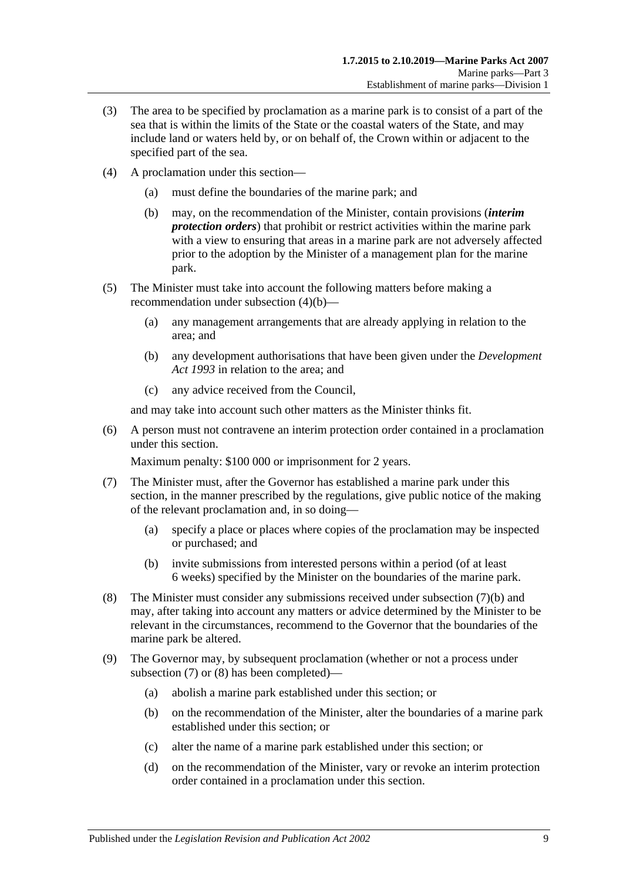(3) The area to be specified by proclamation as a marine park is to consist of a part of the sea that is within the limits of the State or the coastal waters of the State, and may include land or waters held by, or on behalf of, the Crown within or adjacent to the specified part of the sea.

(4) A proclamation under this section—

  (a) must define the boundaries of the marine park; and

  (b) may, on the recommendation of the Minister, contain provisions (***interim protection orders***) that prohibit or restrict activities within the marine park with a view to ensuring that areas in a marine park are not adversely affected prior to the adoption by the Minister of a management plan for the marine park.

(5) The Minister must take into account the following matters before making a recommendation under subsection (4)(b)—

  (a) any management arrangements that are already applying in relation to the area; and

  (b) any development authorisations that have been given under the *Development Act 1993* in relation to the area; and

  (c) any advice received from the Council,

and may take into account such other matters as the Minister thinks fit.

(6) A person must not contravene an interim protection order contained in a proclamation under this section.

Maximum penalty: $100 000 or imprisonment for 2 years.

(7) The Minister must, after the Governor has established a marine park under this section, in the manner prescribed by the regulations, give public notice of the making of the relevant proclamation and, in so doing—

  (a) specify a place or places where copies of the proclamation may be inspected or purchased; and

  (b) invite submissions from interested persons within a period (of at least 6 weeks) specified by the Minister on the boundaries of the marine park.

(8) The Minister must consider any submissions received under subsection (7)(b) and may, after taking into account any matters or advice determined by the Minister to be relevant in the circumstances, recommend to the Governor that the boundaries of the marine park be altered.

(9) The Governor may, by subsequent proclamation (whether or not a process under subsection (7) or (8) has been completed)—

  (a) abolish a marine park established under this section; or

  (b) on the recommendation of the Minister, alter the boundaries of a marine park established under this section; or

  (c) alter the name of a marine park established under this section; or

  (d) on the recommendation of the Minister, vary or revoke an interim protection order contained in a proclamation under this section.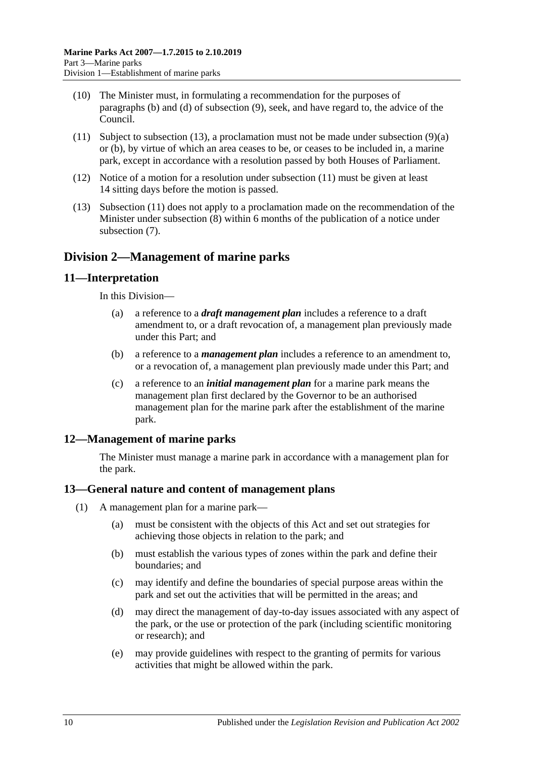(10) The Minister must, in formulating a recommendation for the purposes of paragraphs (b) and (d) of subsection (9), seek, and have regard to, the advice of the Council.

(11) Subject to subsection (13), a proclamation must not be made under subsection (9)(a) or (b), by virtue of which an area ceases to be, or ceases to be included in, a marine park, except in accordance with a resolution passed by both Houses of Parliament.

(12) Notice of a motion for a resolution under subsection (11) must be given at least 14 sitting days before the motion is passed.

(13) Subsection (11) does not apply to a proclamation made on the recommendation of the Minister under subsection (8) within 6 months of the publication of a notice under subsection (7).

## Division 2—Management of marine parks

### 11—Interpretation

In this Division—

(a) a reference to a ***draft management plan*** includes a reference to a draft amendment to, or a draft revocation of, a management plan previously made under this Part; and

(b) a reference to a ***management plan*** includes a reference to an amendment to, or a revocation of, a management plan previously made under this Part; and

(c) a reference to an ***initial management plan*** for a marine park means the management plan first declared by the Governor to be an authorised management plan for the marine park after the establishment of the marine park.

### 12—Management of marine parks

The Minister must manage a marine park in accordance with a management plan for the park.

### 13—General nature and content of management plans

(1) A management plan for a marine park—

(a) must be consistent with the objects of this Act and set out strategies for achieving those objects in relation to the park; and

(b) must establish the various types of zones within the park and define their boundaries; and

(c) may identify and define the boundaries of special purpose areas within the park and set out the activities that will be permitted in the areas; and

(d) may direct the management of day-to-day issues associated with any aspect of the park, or the use or protection of the park (including scientific monitoring or research); and

(e) may provide guidelines with respect to the granting of permits for various activities that might be allowed within the park.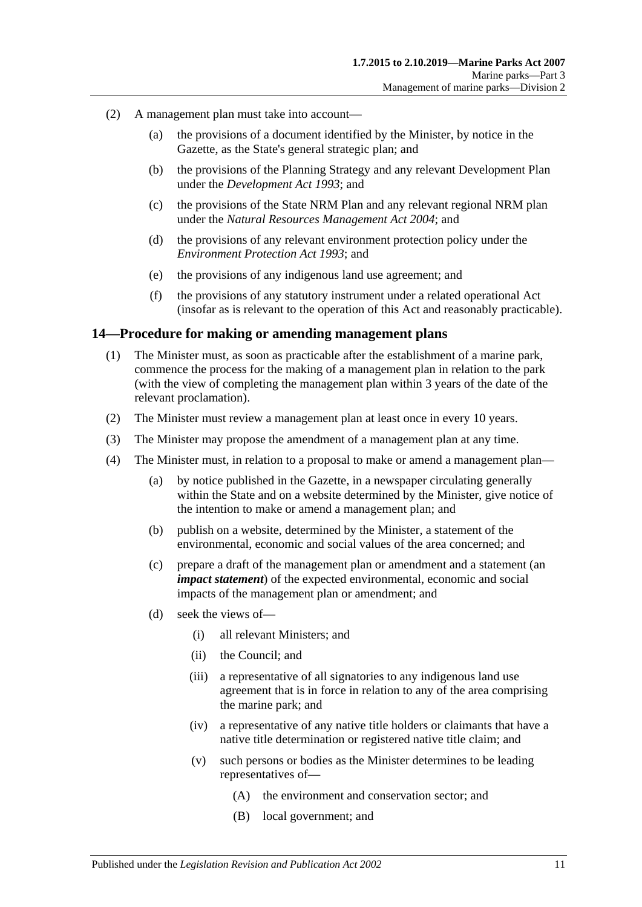(2) A management plan must take into account—

(a) the provisions of a document identified by the Minister, by notice in the Gazette, as the State's general strategic plan; and

(b) the provisions of the Planning Strategy and any relevant Development Plan under the *Development Act 1993*; and

(c) the provisions of the State NRM Plan and any relevant regional NRM plan under the *Natural Resources Management Act 2004*; and

(d) the provisions of any relevant environment protection policy under the *Environment Protection Act 1993*; and

(e) the provisions of any indigenous land use agreement; and

(f) the provisions of any statutory instrument under a related operational Act (insofar as is relevant to the operation of this Act and reasonably practicable).

## 14—Procedure for making or amending management plans

(1) The Minister must, as soon as practicable after the establishment of a marine park, commence the process for the making of a management plan in relation to the park (with the view of completing the management plan within 3 years of the date of the relevant proclamation).

(2) The Minister must review a management plan at least once in every 10 years.

(3) The Minister may propose the amendment of a management plan at any time.

(4) The Minister must, in relation to a proposal to make or amend a management plan—

(a) by notice published in the Gazette, in a newspaper circulating generally within the State and on a website determined by the Minister, give notice of the intention to make or amend a management plan; and

(b) publish on a website, determined by the Minister, a statement of the environmental, economic and social values of the area concerned; and

(c) prepare a draft of the management plan or amendment and a statement (an ***impact statement***) of the expected environmental, economic and social impacts of the management plan or amendment; and

(d) seek the views of—

(i) all relevant Ministers; and

(ii) the Council; and

(iii) a representative of all signatories to any indigenous land use agreement that is in force in relation to any of the area comprising the marine park; and

(iv) a representative of any native title holders or claimants that have a native title determination or registered native title claim; and

(v) such persons or bodies as the Minister determines to be leading representatives of—

(A) the environment and conservation sector; and

(B) local government; and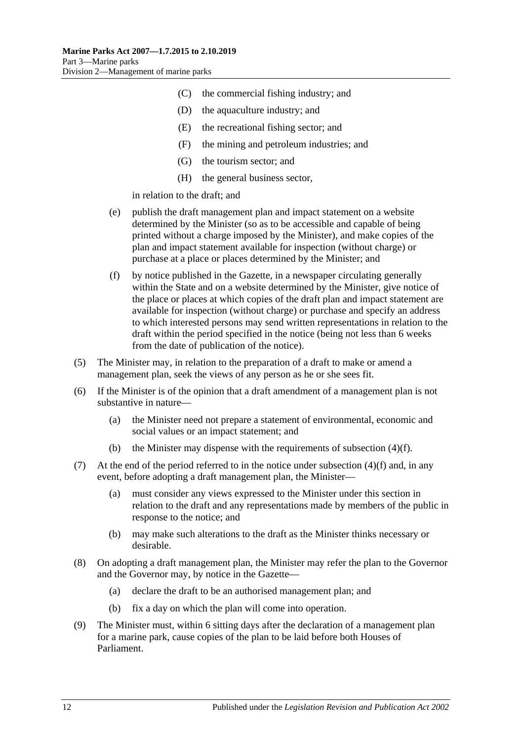(C) the commercial fishing industry; and

(D) the aquaculture industry; and

(E) the recreational fishing sector; and

(F) the mining and petroleum industries; and

(G) the tourism sector; and

(H) the general business sector,

in relation to the draft; and

(e) publish the draft management plan and impact statement on a website determined by the Minister (so as to be accessible and capable of being printed without a charge imposed by the Minister), and make copies of the plan and impact statement available for inspection (without charge) or purchase at a place or places determined by the Minister; and

(f) by notice published in the Gazette, in a newspaper circulating generally within the State and on a website determined by the Minister, give notice of the place or places at which copies of the draft plan and impact statement are available for inspection (without charge) or purchase and specify an address to which interested persons may send written representations in relation to the draft within the period specified in the notice (being not less than 6 weeks from the date of publication of the notice).

(5) The Minister may, in relation to the preparation of a draft to make or amend a management plan, seek the views of any person as he or she sees fit.

(6) If the Minister is of the opinion that a draft amendment of a management plan is not substantive in nature—

(a) the Minister need not prepare a statement of environmental, economic and social values or an impact statement; and

(b) the Minister may dispense with the requirements of subsection (4)(f).

(7) At the end of the period referred to in the notice under subsection (4)(f) and, in any event, before adopting a draft management plan, the Minister—

(a) must consider any views expressed to the Minister under this section in relation to the draft and any representations made by members of the public in response to the notice; and

(b) may make such alterations to the draft as the Minister thinks necessary or desirable.

(8) On adopting a draft management plan, the Minister may refer the plan to the Governor and the Governor may, by notice in the Gazette—

(a) declare the draft to be an authorised management plan; and

(b) fix a day on which the plan will come into operation.

(9) The Minister must, within 6 sitting days after the declaration of a management plan for a marine park, cause copies of the plan to be laid before both Houses of Parliament.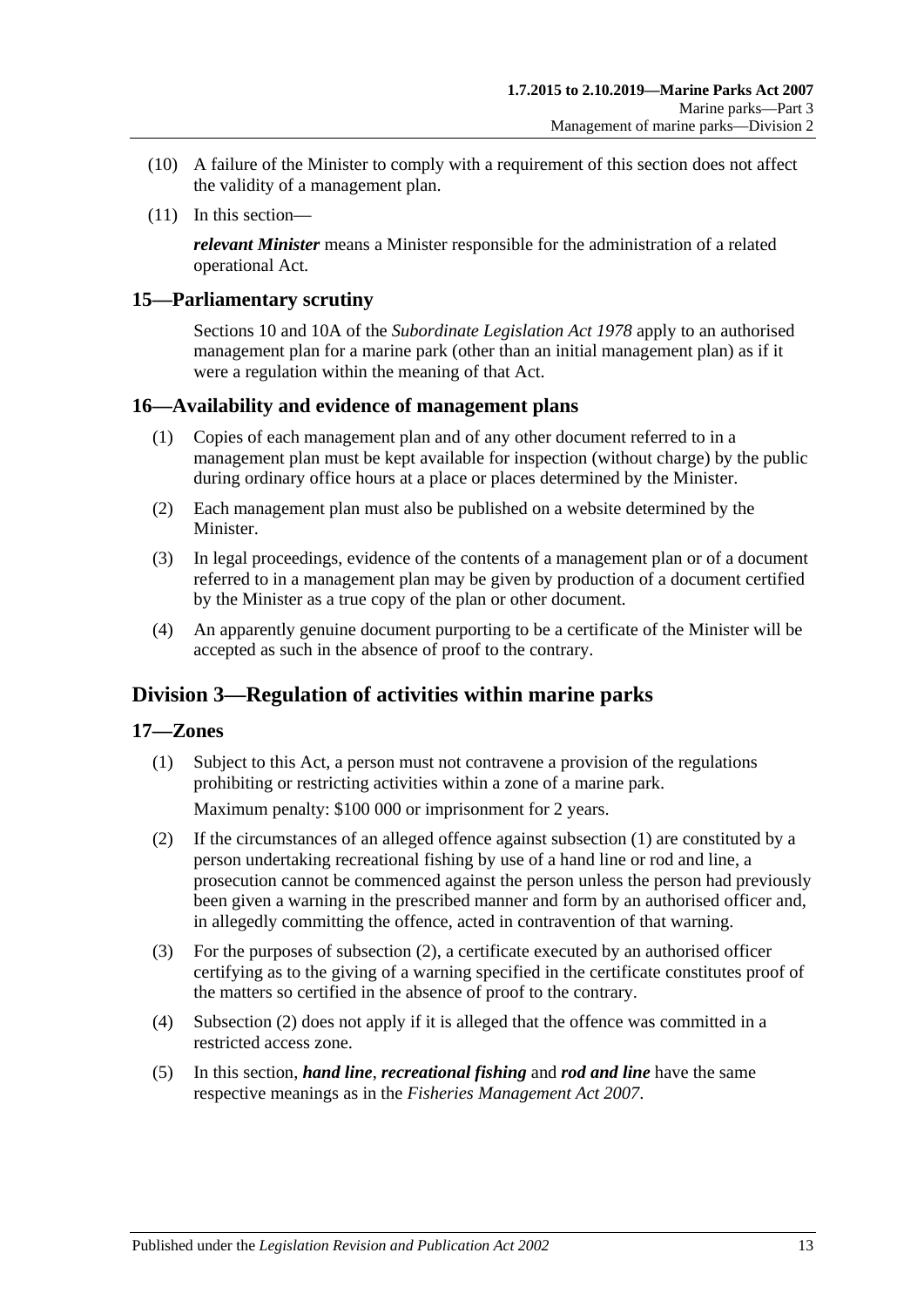(10) A failure of the Minister to comply with a requirement of this section does not affect the validity of a management plan.

(11) In this section—

***relevant Minister*** means a Minister responsible for the administration of a related operational Act.

## 15—Parliamentary scrutiny

Sections 10 and 10A of the *Subordinate Legislation Act 1978* apply to an authorised management plan for a marine park (other than an initial management plan) as if it were a regulation within the meaning of that Act.

## 16—Availability and evidence of management plans

(1) Copies of each management plan and of any other document referred to in a management plan must be kept available for inspection (without charge) by the public during ordinary office hours at a place or places determined by the Minister.

(2) Each management plan must also be published on a website determined by the Minister.

(3) In legal proceedings, evidence of the contents of a management plan or of a document referred to in a management plan may be given by production of a document certified by the Minister as a true copy of the plan or other document.

(4) An apparently genuine document purporting to be a certificate of the Minister will be accepted as such in the absence of proof to the contrary.

# Division 3—Regulation of activities within marine parks

## 17—Zones

(1) Subject to this Act, a person must not contravene a provision of the regulations prohibiting or restricting activities within a zone of a marine park.

Maximum penalty: $100 000 or imprisonment for 2 years.

(2) If the circumstances of an alleged offence against subsection (1) are constituted by a person undertaking recreational fishing by use of a hand line or rod and line, a prosecution cannot be commenced against the person unless the person had previously been given a warning in the prescribed manner and form by an authorised officer and, in allegedly committing the offence, acted in contravention of that warning.

(3) For the purposes of subsection (2), a certificate executed by an authorised officer certifying as to the giving of a warning specified in the certificate constitutes proof of the matters so certified in the absence of proof to the contrary.

(4) Subsection (2) does not apply if it is alleged that the offence was committed in a restricted access zone.

(5) In this section, ***hand line***, ***recreational fishing*** and ***rod and line*** have the same respective meanings as in the *Fisheries Management Act 2007*.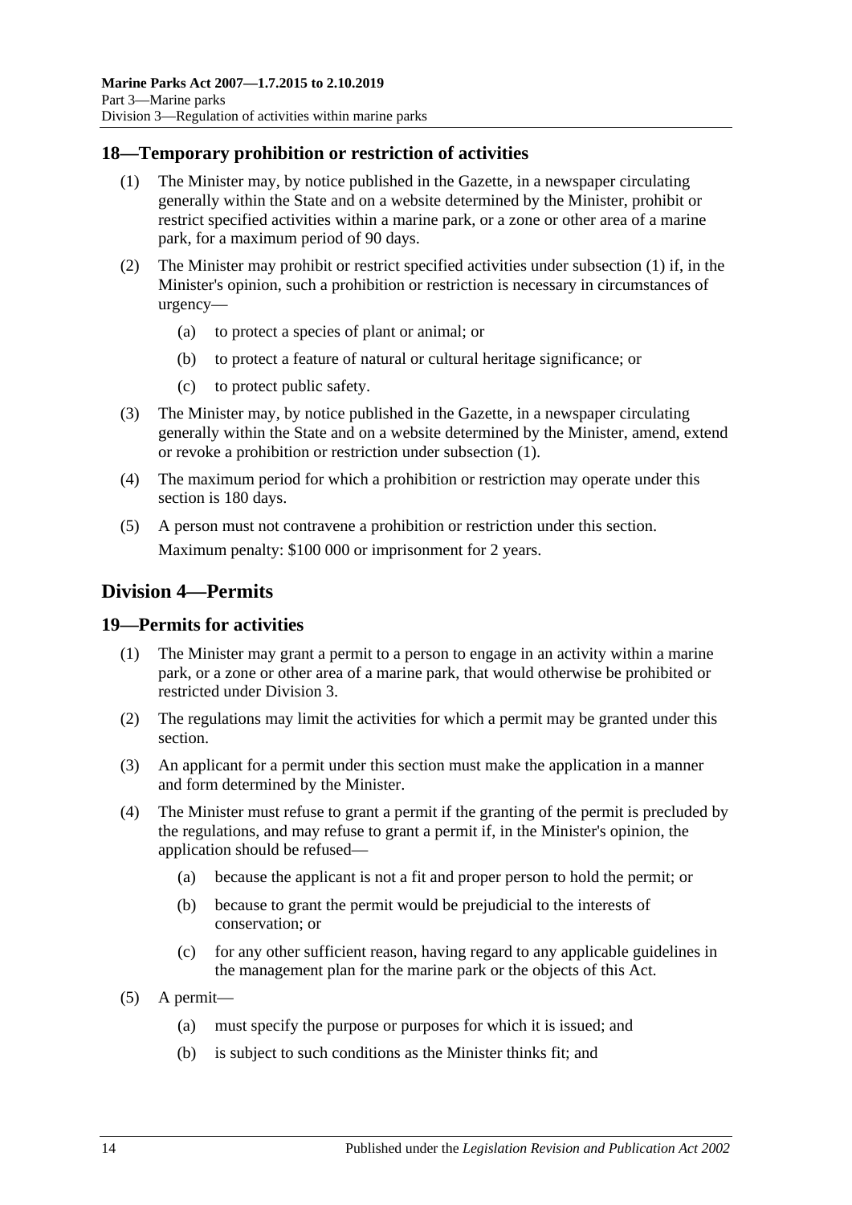## 18—Temporary prohibition or restriction of activities

(1) The Minister may, by notice published in the Gazette, in a newspaper circulating generally within the State and on a website determined by the Minister, prohibit or restrict specified activities within a marine park, or a zone or other area of a marine park, for a maximum period of 90 days.

(2) The Minister may prohibit or restrict specified activities under subsection (1) if, in the Minister's opinion, such a prohibition or restriction is necessary in circumstances of urgency—

- (a) to protect a species of plant or animal; or
- (b) to protect a feature of natural or cultural heritage significance; or
- (c) to protect public safety.

(3) The Minister may, by notice published in the Gazette, in a newspaper circulating generally within the State and on a website determined by the Minister, amend, extend or revoke a prohibition or restriction under subsection (1).

(4) The maximum period for which a prohibition or restriction may operate under this section is 180 days.

(5) A person must not contravene a prohibition or restriction under this section.

Maximum penalty: $100 000 or imprisonment for 2 years.

# Division 4—Permits

## 19—Permits for activities

(1) The Minister may grant a permit to a person to engage in an activity within a marine park, or a zone or other area of a marine park, that would otherwise be prohibited or restricted under Division 3.

(2) The regulations may limit the activities for which a permit may be granted under this section.

(3) An applicant for a permit under this section must make the application in a manner and form determined by the Minister.

(4) The Minister must refuse to grant a permit if the granting of the permit is precluded by the regulations, and may refuse to grant a permit if, in the Minister's opinion, the application should be refused—

- (a) because the applicant is not a fit and proper person to hold the permit; or
- (b) because to grant the permit would be prejudicial to the interests of conservation; or
- (c) for any other sufficient reason, having regard to any applicable guidelines in the management plan for the marine park or the objects of this Act.

(5) A permit—

- (a) must specify the purpose or purposes for which it is issued; and
- (b) is subject to such conditions as the Minister thinks fit; and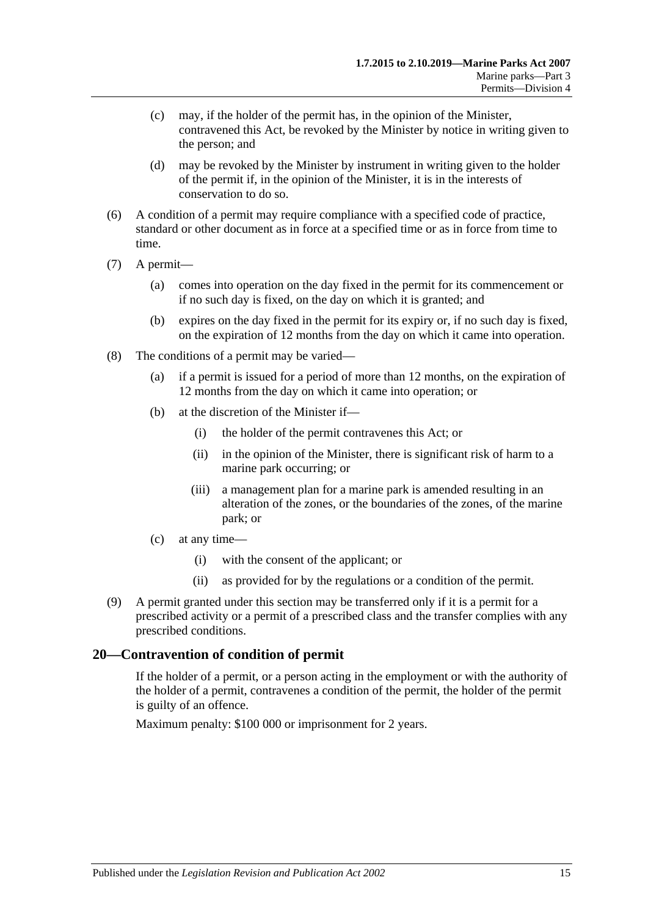(c) may, if the holder of the permit has, in the opinion of the Minister, contravened this Act, be revoked by the Minister by notice in writing given to the person; and

(d) may be revoked by the Minister by instrument in writing given to the holder of the permit if, in the opinion of the Minister, it is in the interests of conservation to do so.

(6) A condition of a permit may require compliance with a specified code of practice, standard or other document as in force at a specified time or as in force from time to time.

(7) A permit—

(a) comes into operation on the day fixed in the permit for its commencement or if no such day is fixed, on the day on which it is granted; and

(b) expires on the day fixed in the permit for its expiry or, if no such day is fixed, on the expiration of 12 months from the day on which it came into operation.

(8) The conditions of a permit may be varied—

(a) if a permit is issued for a period of more than 12 months, on the expiration of 12 months from the day on which it came into operation; or

(b) at the discretion of the Minister if—

(i) the holder of the permit contravenes this Act; or

(ii) in the opinion of the Minister, there is significant risk of harm to a marine park occurring; or

(iii) a management plan for a marine park is amended resulting in an alteration of the zones, or the boundaries of the zones, of the marine park; or

(c) at any time—

(i) with the consent of the applicant; or

(ii) as provided for by the regulations or a condition of the permit.

(9) A permit granted under this section may be transferred only if it is a permit for a prescribed activity or a permit of a prescribed class and the transfer complies with any prescribed conditions.

## 20—Contravention of condition of permit

If the holder of a permit, or a person acting in the employment or with the authority of the holder of a permit, contravenes a condition of the permit, the holder of the permit is guilty of an offence.

Maximum penalty: $100 000 or imprisonment for 2 years.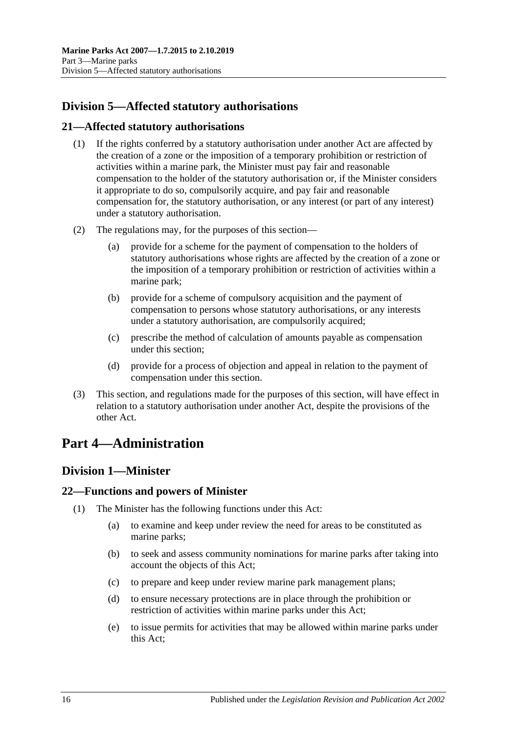## Division 5—Affected statutory authorisations

### 21—Affected statutory authorisations

(1) If the rights conferred by a statutory authorisation under another Act are affected by the creation of a zone or the imposition of a temporary prohibition or restriction of activities within a marine park, the Minister must pay fair and reasonable compensation to the holder of the statutory authorisation or, if the Minister considers it appropriate to do so, compulsorily acquire, and pay fair and reasonable compensation for, the statutory authorisation, or any interest (or part of any interest) under a statutory authorisation.

(2) The regulations may, for the purposes of this section—

(a) provide for a scheme for the payment of compensation to the holders of statutory authorisations whose rights are affected by the creation of a zone or the imposition of a temporary prohibition or restriction of activities within a marine park;

(b) provide for a scheme of compulsory acquisition and the payment of compensation to persons whose statutory authorisations, or any interests under a statutory authorisation, are compulsorily acquired;

(c) prescribe the method of calculation of amounts payable as compensation under this section;

(d) provide for a process of objection and appeal in relation to the payment of compensation under this section.

(3) This section, and regulations made for the purposes of this section, will have effect in relation to a statutory authorisation under another Act, despite the provisions of the other Act.

# Part 4—Administration

## Division 1—Minister

### 22—Functions and powers of Minister

(1) The Minister has the following functions under this Act:

(a) to examine and keep under review the need for areas to be constituted as marine parks;

(b) to seek and assess community nominations for marine parks after taking into account the objects of this Act;

(c) to prepare and keep under review marine park management plans;

(d) to ensure necessary protections are in place through the prohibition or restriction of activities within marine parks under this Act;

(e) to issue permits for activities that may be allowed within marine parks under this Act;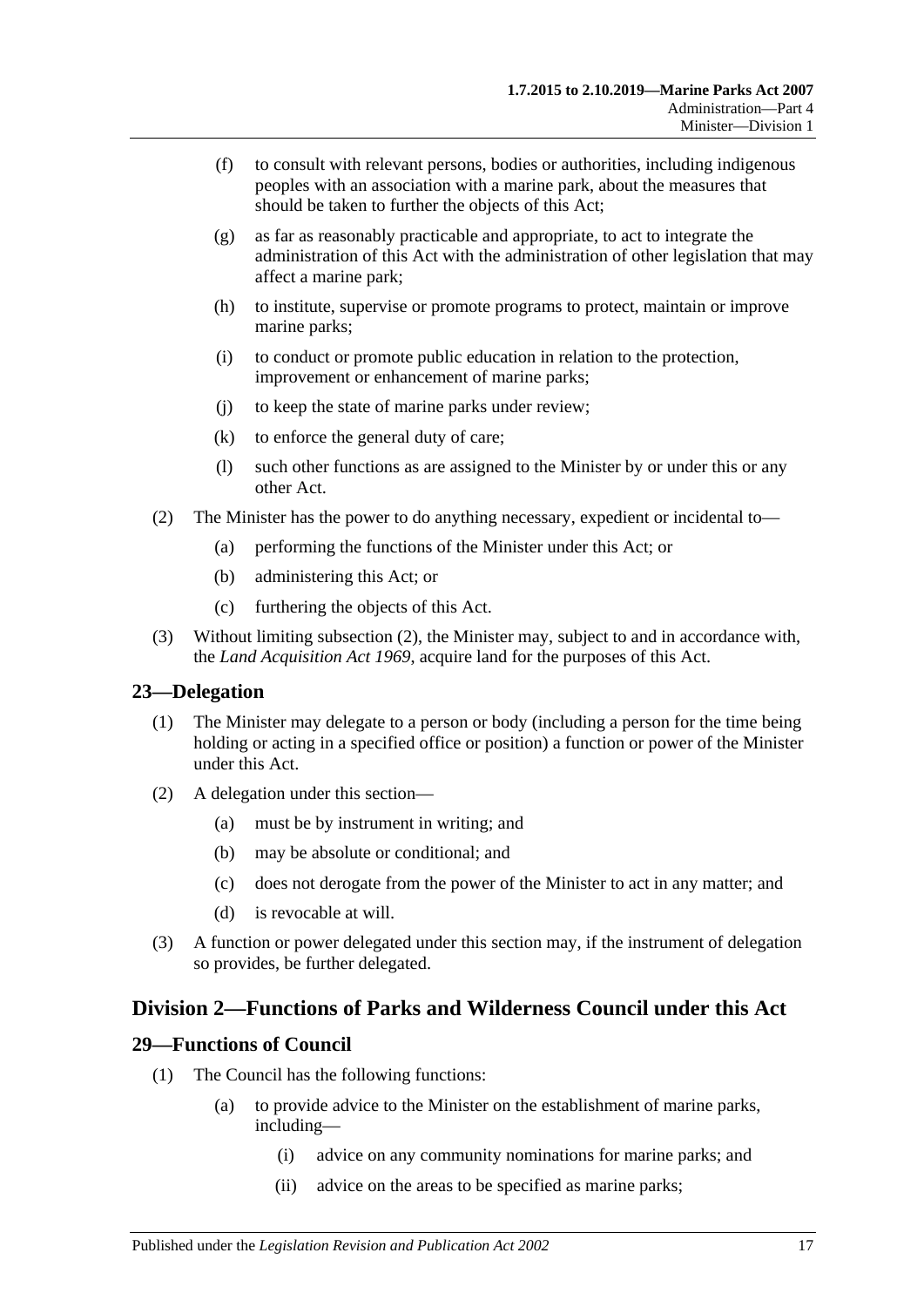(f) to consult with relevant persons, bodies or authorities, including indigenous peoples with an association with a marine park, about the measures that should be taken to further the objects of this Act;

(g) as far as reasonably practicable and appropriate, to act to integrate the administration of this Act with the administration of other legislation that may affect a marine park;

(h) to institute, supervise or promote programs to protect, maintain or improve marine parks;

(i) to conduct or promote public education in relation to the protection, improvement or enhancement of marine parks;

(j) to keep the state of marine parks under review;

(k) to enforce the general duty of care;

(l) such other functions as are assigned to the Minister by or under this or any other Act.

(2) The Minister has the power to do anything necessary, expedient or incidental to—

(a) performing the functions of the Minister under this Act; or

(b) administering this Act; or

(c) furthering the objects of this Act.

(3) Without limiting subsection (2), the Minister may, subject to and in accordance with, the *Land Acquisition Act 1969*, acquire land for the purposes of this Act.

## 23—Delegation

(1) The Minister may delegate to a person or body (including a person for the time being holding or acting in a specified office or position) a function or power of the Minister under this Act.

(2) A delegation under this section—

(a) must be by instrument in writing; and

(b) may be absolute or conditional; and

(c) does not derogate from the power of the Minister to act in any matter; and

(d) is revocable at will.

(3) A function or power delegated under this section may, if the instrument of delegation so provides, be further delegated.

# Division 2—Functions of Parks and Wilderness Council under this Act

## 29—Functions of Council

(1) The Council has the following functions:

(a) to provide advice to the Minister on the establishment of marine parks, including—

(i) advice on any community nominations for marine parks; and

(ii) advice on the areas to be specified as marine parks;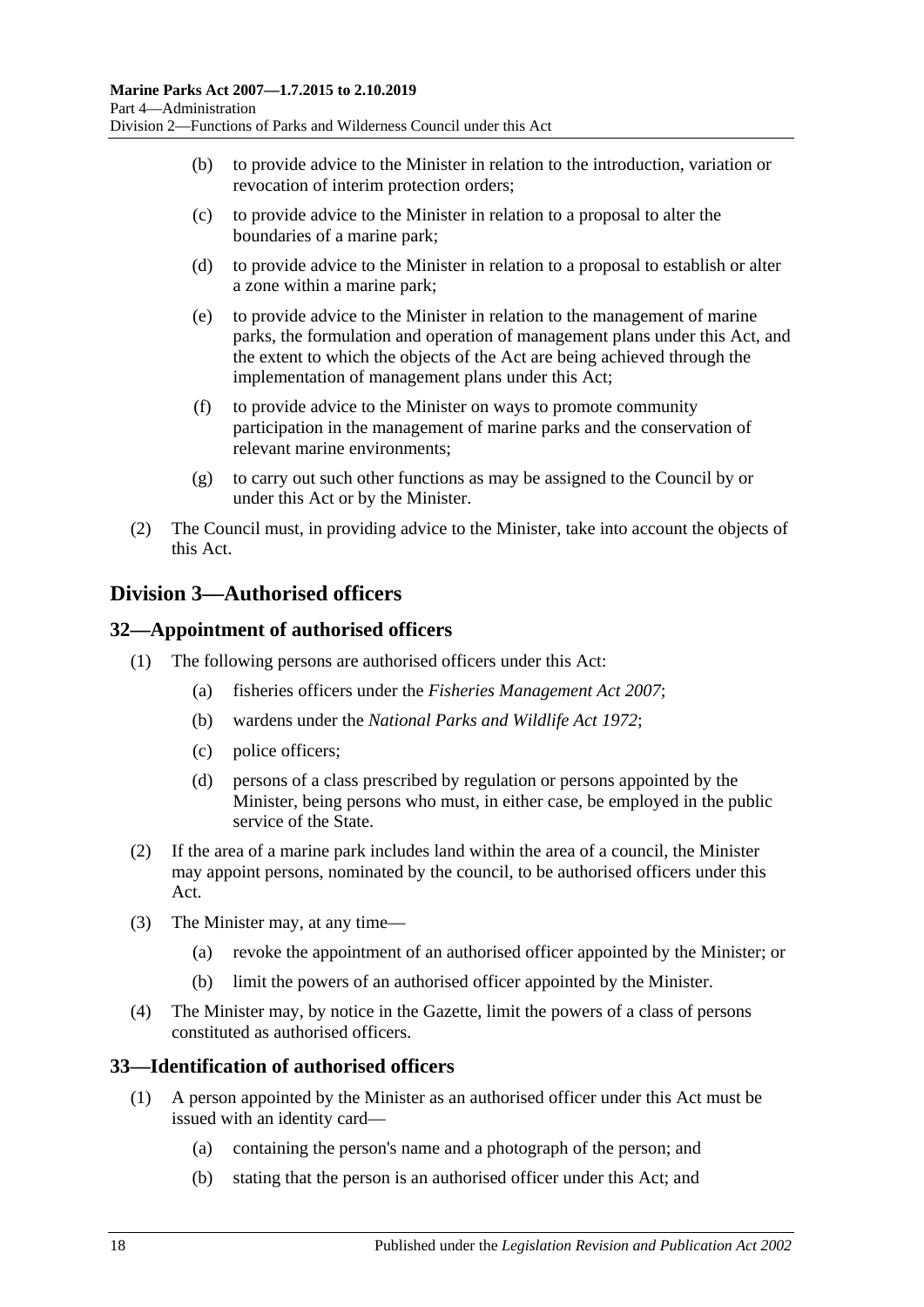(b) to provide advice to the Minister in relation to the introduction, variation or revocation of interim protection orders;

(c) to provide advice to the Minister in relation to a proposal to alter the boundaries of a marine park;

(d) to provide advice to the Minister in relation to a proposal to establish or alter a zone within a marine park;

(e) to provide advice to the Minister in relation to the management of marine parks, the formulation and operation of management plans under this Act, and the extent to which the objects of the Act are being achieved through the implementation of management plans under this Act;

(f) to provide advice to the Minister on ways to promote community participation in the management of marine parks and the conservation of relevant marine environments;

(g) to carry out such other functions as may be assigned to the Council by or under this Act or by the Minister.

(2) The Council must, in providing advice to the Minister, take into account the objects of this Act.

## Division 3—Authorised officers

### 32—Appointment of authorised officers

(1) The following persons are authorised officers under this Act:

(a) fisheries officers under the *Fisheries Management Act 2007*;

(b) wardens under the *National Parks and Wildlife Act 1972*;

(c) police officers;

(d) persons of a class prescribed by regulation or persons appointed by the Minister, being persons who must, in either case, be employed in the public service of the State.

(2) If the area of a marine park includes land within the area of a council, the Minister may appoint persons, nominated by the council, to be authorised officers under this Act.

(3) The Minister may, at any time—

(a) revoke the appointment of an authorised officer appointed by the Minister; or

(b) limit the powers of an authorised officer appointed by the Minister.

(4) The Minister may, by notice in the Gazette, limit the powers of a class of persons constituted as authorised officers.

### 33—Identification of authorised officers

(1) A person appointed by the Minister as an authorised officer under this Act must be issued with an identity card—

(a) containing the person's name and a photograph of the person; and

(b) stating that the person is an authorised officer under this Act; and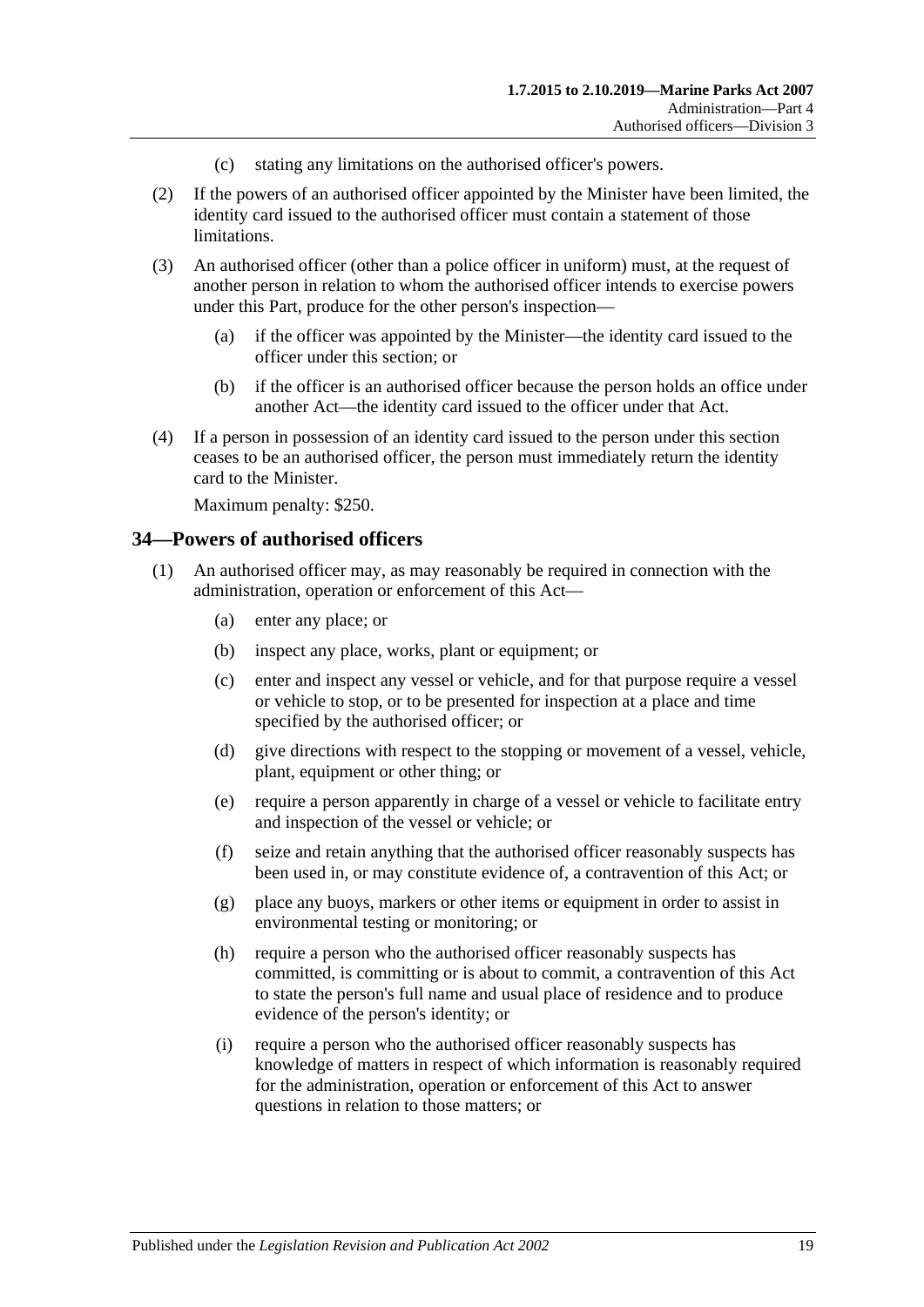(c) stating any limitations on the authorised officer's powers.

(2) If the powers of an authorised officer appointed by the Minister have been limited, the identity card issued to the authorised officer must contain a statement of those limitations.

(3) An authorised officer (other than a police officer in uniform) must, at the request of another person in relation to whom the authorised officer intends to exercise powers under this Part, produce for the other person's inspection—

(a) if the officer was appointed by the Minister—the identity card issued to the officer under this section; or

(b) if the officer is an authorised officer because the person holds an office under another Act—the identity card issued to the officer under that Act.

(4) If a person in possession of an identity card issued to the person under this section ceases to be an authorised officer, the person must immediately return the identity card to the Minister.

Maximum penalty: $250.

## 34—Powers of authorised officers

(1) An authorised officer may, as may reasonably be required in connection with the administration, operation or enforcement of this Act—

(a) enter any place; or

(b) inspect any place, works, plant or equipment; or

(c) enter and inspect any vessel or vehicle, and for that purpose require a vessel or vehicle to stop, or to be presented for inspection at a place and time specified by the authorised officer; or

(d) give directions with respect to the stopping or movement of a vessel, vehicle, plant, equipment or other thing; or

(e) require a person apparently in charge of a vessel or vehicle to facilitate entry and inspection of the vessel or vehicle; or

(f) seize and retain anything that the authorised officer reasonably suspects has been used in, or may constitute evidence of, a contravention of this Act; or

(g) place any buoys, markers or other items or equipment in order to assist in environmental testing or monitoring; or

(h) require a person who the authorised officer reasonably suspects has committed, is committing or is about to commit, a contravention of this Act to state the person's full name and usual place of residence and to produce evidence of the person's identity; or

(i) require a person who the authorised officer reasonably suspects has knowledge of matters in respect of which information is reasonably required for the administration, operation or enforcement of this Act to answer questions in relation to those matters; or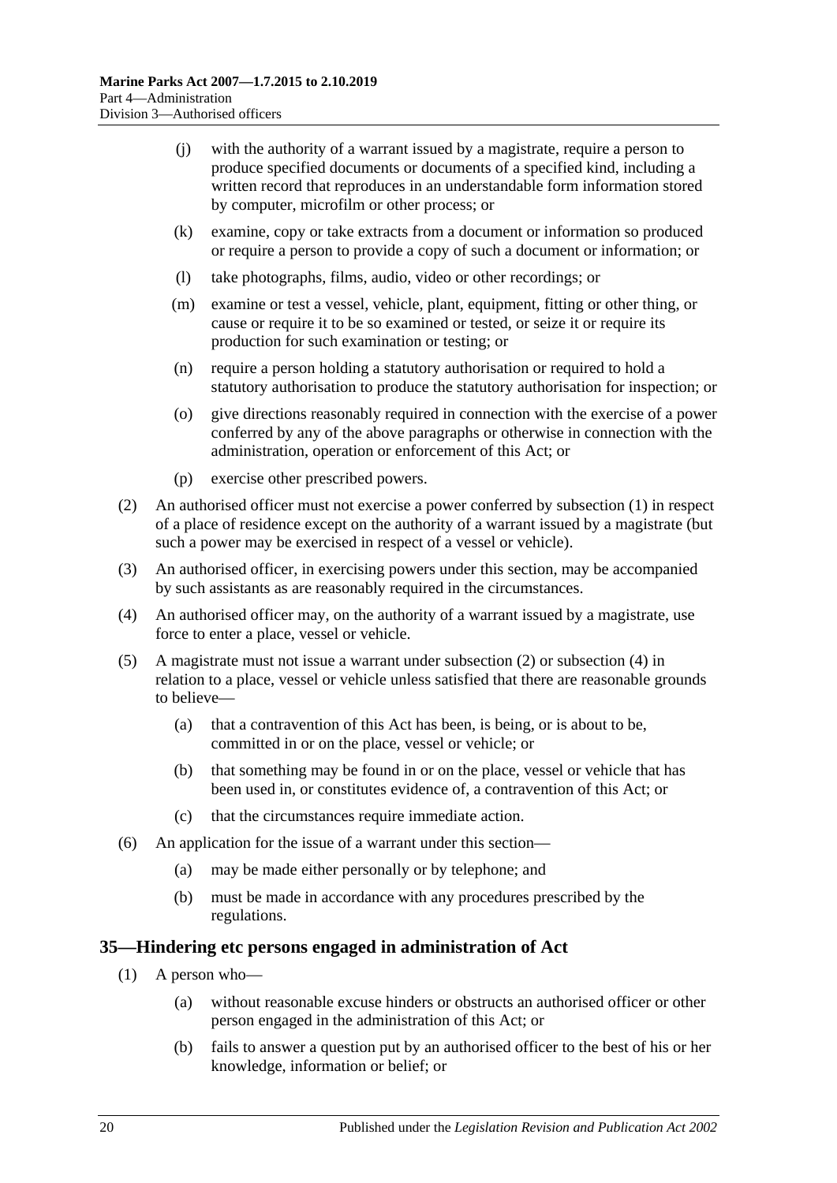(j) with the authority of a warrant issued by a magistrate, require a person to produce specified documents or documents of a specified kind, including a written record that reproduces in an understandable form information stored by computer, microfilm or other process; or

(k) examine, copy or take extracts from a document or information so produced or require a person to provide a copy of such a document or information; or

(l) take photographs, films, audio, video or other recordings; or

(m) examine or test a vessel, vehicle, plant, equipment, fitting or other thing, or cause or require it to be so examined or tested, or seize it or require its production for such examination or testing; or

(n) require a person holding a statutory authorisation or required to hold a statutory authorisation to produce the statutory authorisation for inspection; or

(o) give directions reasonably required in connection with the exercise of a power conferred by any of the above paragraphs or otherwise in connection with the administration, operation or enforcement of this Act; or

(p) exercise other prescribed powers.

(2) An authorised officer must not exercise a power conferred by subsection (1) in respect of a place of residence except on the authority of a warrant issued by a magistrate (but such a power may be exercised in respect of a vessel or vehicle).

(3) An authorised officer, in exercising powers under this section, may be accompanied by such assistants as are reasonably required in the circumstances.

(4) An authorised officer may, on the authority of a warrant issued by a magistrate, use force to enter a place, vessel or vehicle.

(5) A magistrate must not issue a warrant under subsection (2) or subsection (4) in relation to a place, vessel or vehicle unless satisfied that there are reasonable grounds to believe—

(a) that a contravention of this Act has been, is being, or is about to be, committed in or on the place, vessel or vehicle; or

(b) that something may be found in or on the place, vessel or vehicle that has been used in, or constitutes evidence of, a contravention of this Act; or

(c) that the circumstances require immediate action.

(6) An application for the issue of a warrant under this section—

(a) may be made either personally or by telephone; and

(b) must be made in accordance with any procedures prescribed by the regulations.

## 35—Hindering etc persons engaged in administration of Act

(1) A person who—

(a) without reasonable excuse hinders or obstructs an authorised officer or other person engaged in the administration of this Act; or

(b) fails to answer a question put by an authorised officer to the best of his or her knowledge, information or belief; or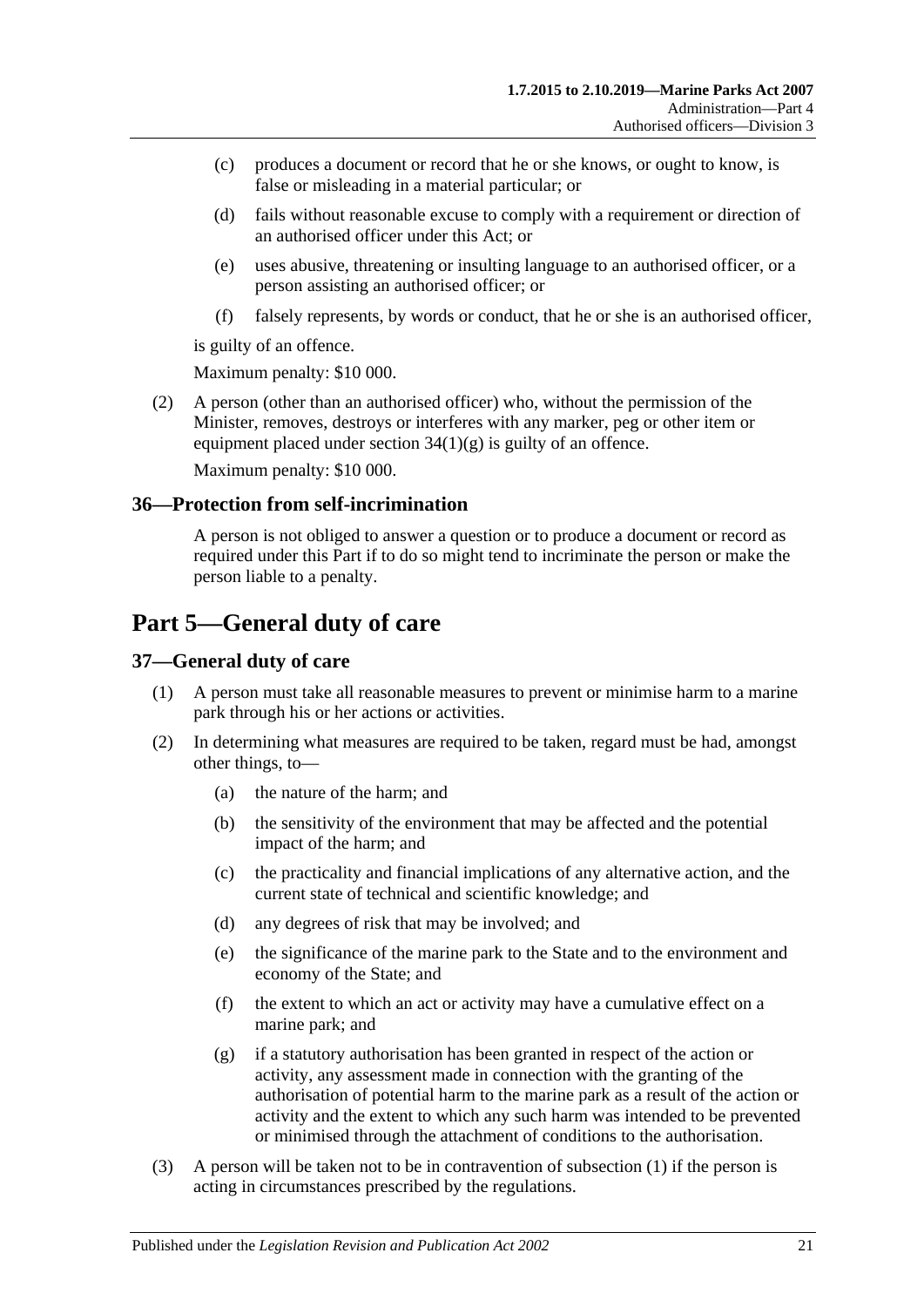(c) produces a document or record that he or she knows, or ought to know, is false or misleading in a material particular; or

(d) fails without reasonable excuse to comply with a requirement or direction of an authorised officer under this Act; or

(e) uses abusive, threatening or insulting language to an authorised officer, or a person assisting an authorised officer; or

(f) falsely represents, by words or conduct, that he or she is an authorised officer,

is guilty of an offence.

Maximum penalty: $10 000.

(2) A person (other than an authorised officer) who, without the permission of the Minister, removes, destroys or interferes with any marker, peg or other item or equipment placed under section 34(1)(g) is guilty of an offence.

Maximum penalty: $10 000.

### 36—Protection from self-incrimination

A person is not obliged to answer a question or to produce a document or record as required under this Part if to do so might tend to incriminate the person or make the person liable to a penalty.

## Part 5—General duty of care

### 37—General duty of care

(1) A person must take all reasonable measures to prevent or minimise harm to a marine park through his or her actions or activities.

(2) In determining what measures are required to be taken, regard must be had, amongst other things, to—

(a) the nature of the harm; and

(b) the sensitivity of the environment that may be affected and the potential impact of the harm; and

(c) the practicality and financial implications of any alternative action, and the current state of technical and scientific knowledge; and

(d) any degrees of risk that may be involved; and

(e) the significance of the marine park to the State and to the environment and economy of the State; and

(f) the extent to which an act or activity may have a cumulative effect on a marine park; and

(g) if a statutory authorisation has been granted in respect of the action or activity, any assessment made in connection with the granting of the authorisation of potential harm to the marine park as a result of the action or activity and the extent to which any such harm was intended to be prevented or minimised through the attachment of conditions to the authorisation.

(3) A person will be taken not to be in contravention of subsection (1) if the person is acting in circumstances prescribed by the regulations.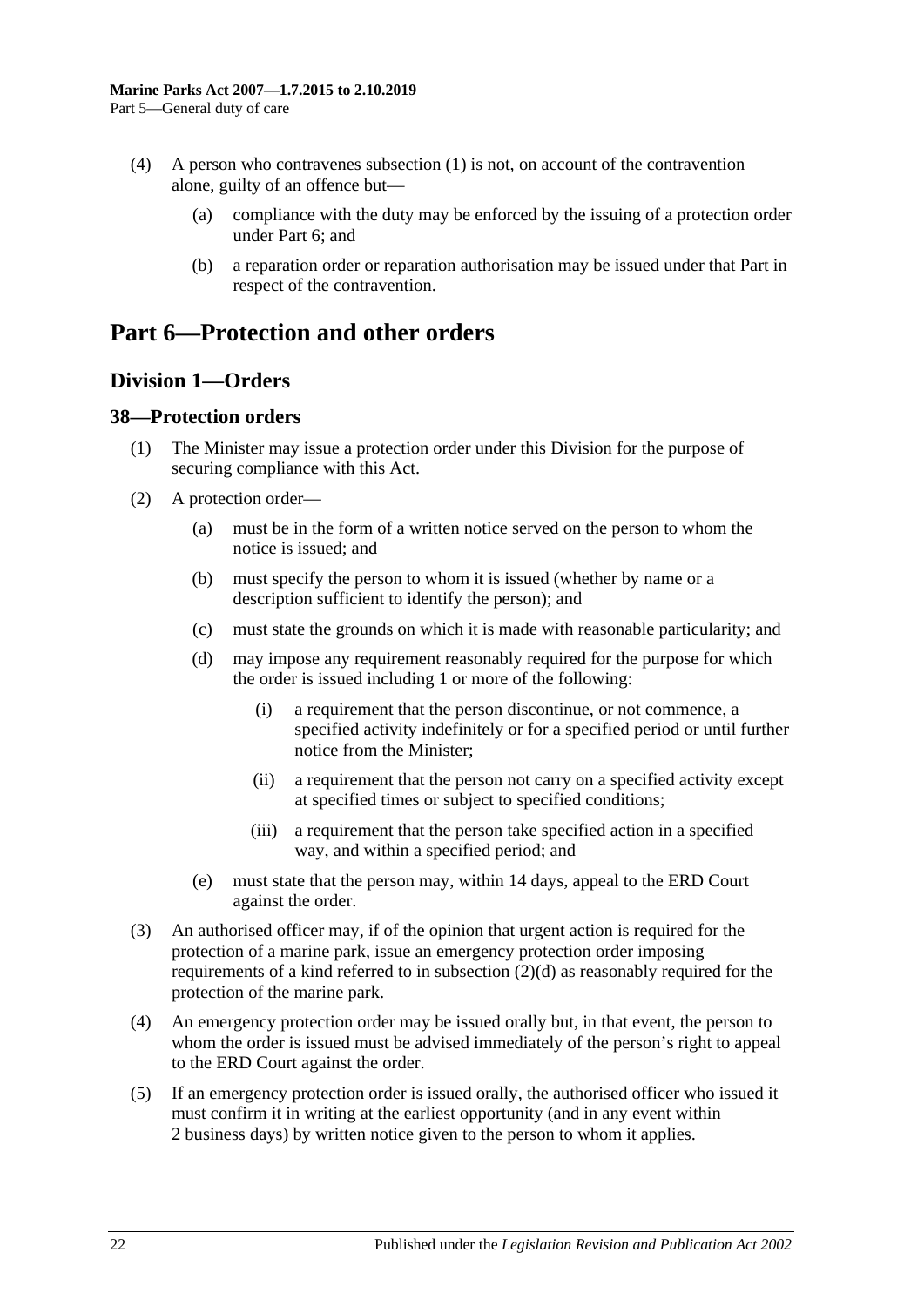(4) A person who contravenes subsection (1) is not, on account of the contravention alone, guilty of an offence but—

  (a) compliance with the duty may be enforced by the issuing of a protection order under Part 6; and

  (b) a reparation order or reparation authorisation may be issued under that Part in respect of the contravention.

# Part 6—Protection and other orders

## Division 1—Orders

### 38—Protection orders

(1) The Minister may issue a protection order under this Division for the purpose of securing compliance with this Act.

(2) A protection order—

  (a) must be in the form of a written notice served on the person to whom the notice is issued; and

  (b) must specify the person to whom it is issued (whether by name or a description sufficient to identify the person); and

  (c) must state the grounds on which it is made with reasonable particularity; and

  (d) may impose any requirement reasonably required for the purpose for which the order is issued including 1 or more of the following:

    (i) a requirement that the person discontinue, or not commence, a specified activity indefinitely or for a specified period or until further notice from the Minister;

    (ii) a requirement that the person not carry on a specified activity except at specified times or subject to specified conditions;

    (iii) a requirement that the person take specified action in a specified way, and within a specified period; and

  (e) must state that the person may, within 14 days, appeal to the ERD Court against the order.

(3) An authorised officer may, if of the opinion that urgent action is required for the protection of a marine park, issue an emergency protection order imposing requirements of a kind referred to in subsection (2)(d) as reasonably required for the protection of the marine park.

(4) An emergency protection order may be issued orally but, in that event, the person to whom the order is issued must be advised immediately of the person's right to appeal to the ERD Court against the order.

(5) If an emergency protection order is issued orally, the authorised officer who issued it must confirm it in writing at the earliest opportunity (and in any event within 2 business days) by written notice given to the person to whom it applies.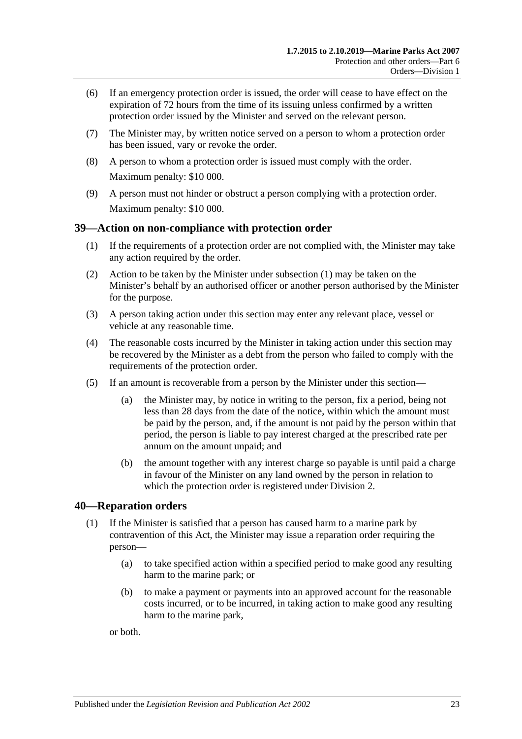(6) If an emergency protection order is issued, the order will cease to have effect on the expiration of 72 hours from the time of its issuing unless confirmed by a written protection order issued by the Minister and served on the relevant person.

(7) The Minister may, by written notice served on a person to whom a protection order has been issued, vary or revoke the order.

(8) A person to whom a protection order is issued must comply with the order.

Maximum penalty: $10 000.

(9) A person must not hinder or obstruct a person complying with a protection order.

Maximum penalty: $10 000.

## 39—Action on non-compliance with protection order

(1) If the requirements of a protection order are not complied with, the Minister may take any action required by the order.

(2) Action to be taken by the Minister under subsection (1) may be taken on the Minister's behalf by an authorised officer or another person authorised by the Minister for the purpose.

(3) A person taking action under this section may enter any relevant place, vessel or vehicle at any reasonable time.

(4) The reasonable costs incurred by the Minister in taking action under this section may be recovered by the Minister as a debt from the person who failed to comply with the requirements of the protection order.

(5) If an amount is recoverable from a person by the Minister under this section—

(a) the Minister may, by notice in writing to the person, fix a period, being not less than 28 days from the date of the notice, within which the amount must be paid by the person, and, if the amount is not paid by the person within that period, the person is liable to pay interest charged at the prescribed rate per annum on the amount unpaid; and

(b) the amount together with any interest charge so payable is until paid a charge in favour of the Minister on any land owned by the person in relation to which the protection order is registered under Division 2.

## 40—Reparation orders

(1) If the Minister is satisfied that a person has caused harm to a marine park by contravention of this Act, the Minister may issue a reparation order requiring the person—

(a) to take specified action within a specified period to make good any resulting harm to the marine park; or

(b) to make a payment or payments into an approved account for the reasonable costs incurred, or to be incurred, in taking action to make good any resulting harm to the marine park,

or both.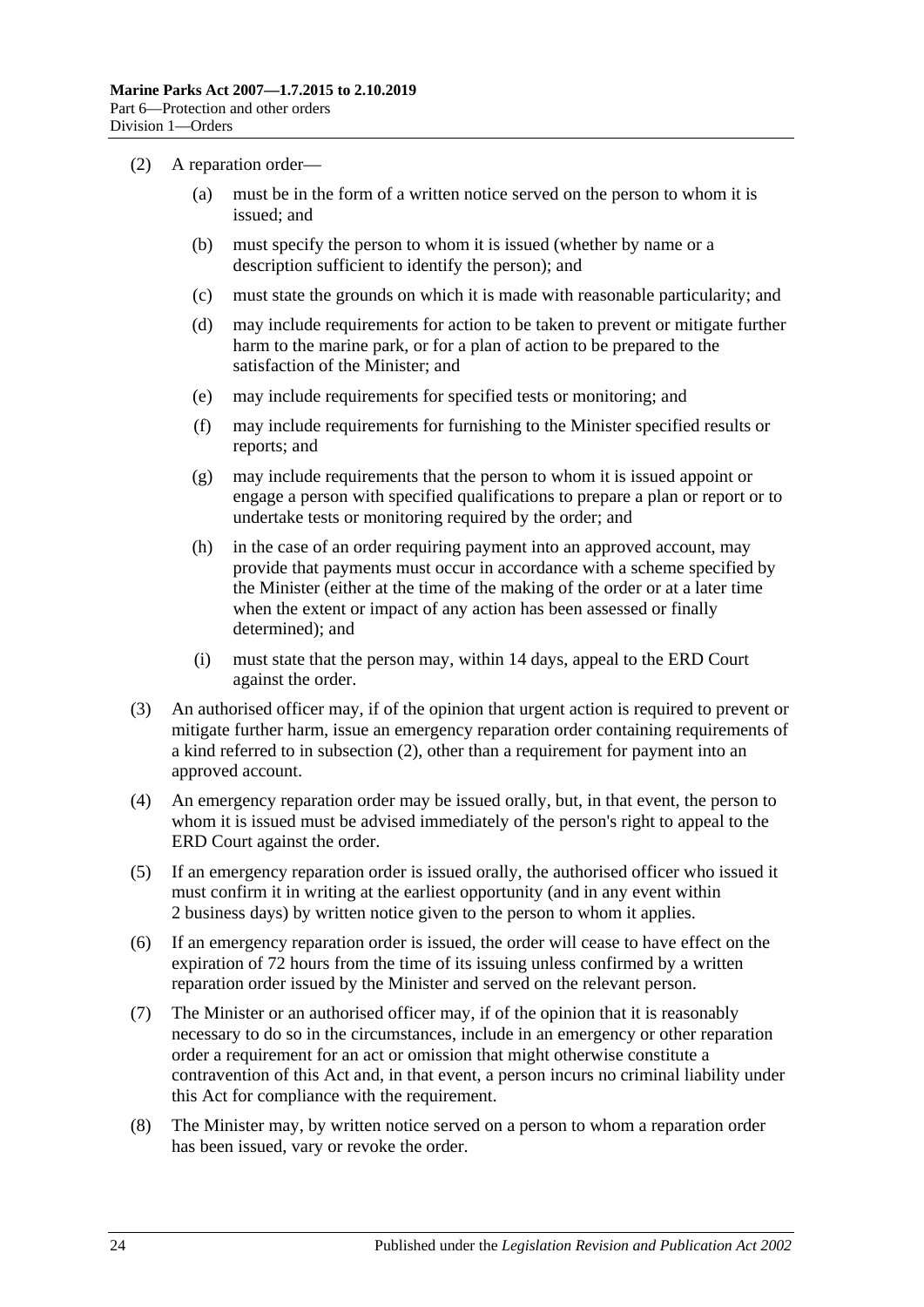(2) A reparation order—

(a) must be in the form of a written notice served on the person to whom it is issued; and

(b) must specify the person to whom it is issued (whether by name or a description sufficient to identify the person); and

(c) must state the grounds on which it is made with reasonable particularity; and

(d) may include requirements for action to be taken to prevent or mitigate further harm to the marine park, or for a plan of action to be prepared to the satisfaction of the Minister; and

(e) may include requirements for specified tests or monitoring; and

(f) may include requirements for furnishing to the Minister specified results or reports; and

(g) may include requirements that the person to whom it is issued appoint or engage a person with specified qualifications to prepare a plan or report or to undertake tests or monitoring required by the order; and

(h) in the case of an order requiring payment into an approved account, may provide that payments must occur in accordance with a scheme specified by the Minister (either at the time of the making of the order or at a later time when the extent or impact of any action has been assessed or finally determined); and

(i) must state that the person may, within 14 days, appeal to the ERD Court against the order.

(3) An authorised officer may, if of the opinion that urgent action is required to prevent or mitigate further harm, issue an emergency reparation order containing requirements of a kind referred to in subsection (2), other than a requirement for payment into an approved account.

(4) An emergency reparation order may be issued orally, but, in that event, the person to whom it is issued must be advised immediately of the person's right to appeal to the ERD Court against the order.

(5) If an emergency reparation order is issued orally, the authorised officer who issued it must confirm it in writing at the earliest opportunity (and in any event within 2 business days) by written notice given to the person to whom it applies.

(6) If an emergency reparation order is issued, the order will cease to have effect on the expiration of 72 hours from the time of its issuing unless confirmed by a written reparation order issued by the Minister and served on the relevant person.

(7) The Minister or an authorised officer may, if of the opinion that it is reasonably necessary to do so in the circumstances, include in an emergency or other reparation order a requirement for an act or omission that might otherwise constitute a contravention of this Act and, in that event, a person incurs no criminal liability under this Act for compliance with the requirement.

(8) The Minister may, by written notice served on a person to whom a reparation order has been issued, vary or revoke the order.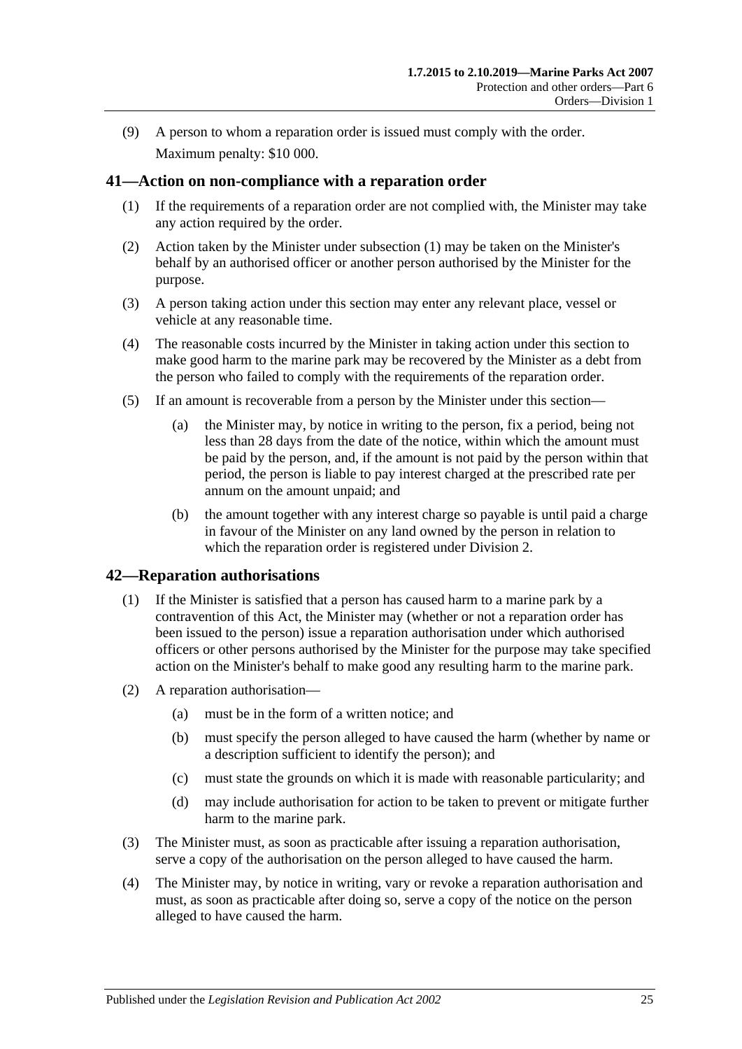(9) A person to whom a reparation order is issued must comply with the order.

Maximum penalty: $10 000.

## 41—Action on non-compliance with a reparation order

(1) If the requirements of a reparation order are not complied with, the Minister may take any action required by the order.

(2) Action taken by the Minister under subsection (1) may be taken on the Minister's behalf by an authorised officer or another person authorised by the Minister for the purpose.

(3) A person taking action under this section may enter any relevant place, vessel or vehicle at any reasonable time.

(4) The reasonable costs incurred by the Minister in taking action under this section to make good harm to the marine park may be recovered by the Minister as a debt from the person who failed to comply with the requirements of the reparation order.

(5) If an amount is recoverable from a person by the Minister under this section—

(a) the Minister may, by notice in writing to the person, fix a period, being not less than 28 days from the date of the notice, within which the amount must be paid by the person, and, if the amount is not paid by the person within that period, the person is liable to pay interest charged at the prescribed rate per annum on the amount unpaid; and

(b) the amount together with any interest charge so payable is until paid a charge in favour of the Minister on any land owned by the person in relation to which the reparation order is registered under Division 2.

## 42—Reparation authorisations

(1) If the Minister is satisfied that a person has caused harm to a marine park by a contravention of this Act, the Minister may (whether or not a reparation order has been issued to the person) issue a reparation authorisation under which authorised officers or other persons authorised by the Minister for the purpose may take specified action on the Minister's behalf to make good any resulting harm to the marine park.

(2) A reparation authorisation—

(a) must be in the form of a written notice; and

(b) must specify the person alleged to have caused the harm (whether by name or a description sufficient to identify the person); and

(c) must state the grounds on which it is made with reasonable particularity; and

(d) may include authorisation for action to be taken to prevent or mitigate further harm to the marine park.

(3) The Minister must, as soon as practicable after issuing a reparation authorisation, serve a copy of the authorisation on the person alleged to have caused the harm.

(4) The Minister may, by notice in writing, vary or revoke a reparation authorisation and must, as soon as practicable after doing so, serve a copy of the notice on the person alleged to have caused the harm.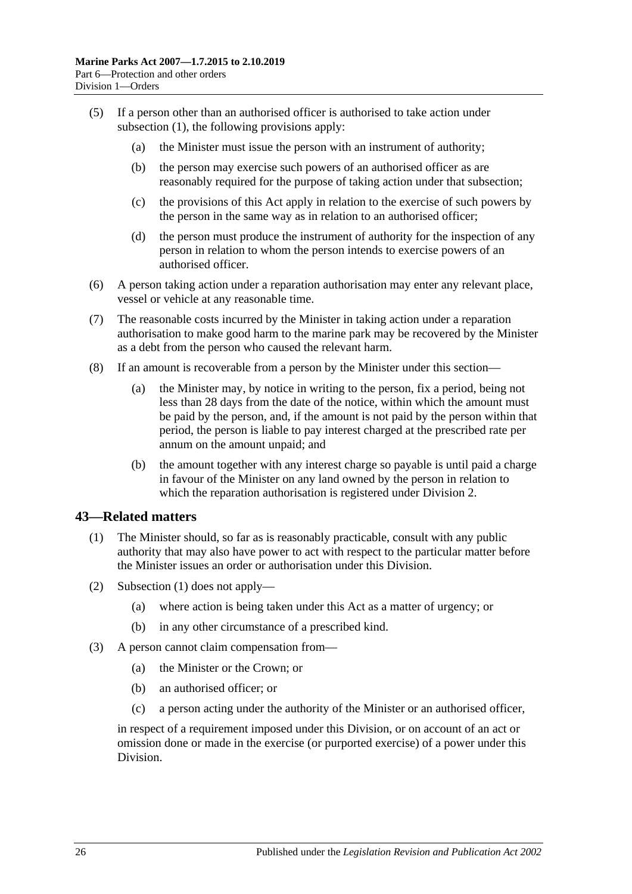(5) If a person other than an authorised officer is authorised to take action under subsection (1), the following provisions apply:

(a) the Minister must issue the person with an instrument of authority;

(b) the person may exercise such powers of an authorised officer as are reasonably required for the purpose of taking action under that subsection;

(c) the provisions of this Act apply in relation to the exercise of such powers by the person in the same way as in relation to an authorised officer;

(d) the person must produce the instrument of authority for the inspection of any person in relation to whom the person intends to exercise powers of an authorised officer.

(6) A person taking action under a reparation authorisation may enter any relevant place, vessel or vehicle at any reasonable time.

(7) The reasonable costs incurred by the Minister in taking action under a reparation authorisation to make good harm to the marine park may be recovered by the Minister as a debt from the person who caused the relevant harm.

(8) If an amount is recoverable from a person by the Minister under this section—

(a) the Minister may, by notice in writing to the person, fix a period, being not less than 28 days from the date of the notice, within which the amount must be paid by the person, and, if the amount is not paid by the person within that period, the person is liable to pay interest charged at the prescribed rate per annum on the amount unpaid; and

(b) the amount together with any interest charge so payable is until paid a charge in favour of the Minister on any land owned by the person in relation to which the reparation authorisation is registered under Division 2.

## 43—Related matters

(1) The Minister should, so far as is reasonably practicable, consult with any public authority that may also have power to act with respect to the particular matter before the Minister issues an order or authorisation under this Division.

(2) Subsection (1) does not apply—

(a) where action is being taken under this Act as a matter of urgency; or

(b) in any other circumstance of a prescribed kind.

(3) A person cannot claim compensation from—

(a) the Minister or the Crown; or

(b) an authorised officer; or

(c) a person acting under the authority of the Minister or an authorised officer,

in respect of a requirement imposed under this Division, or on account of an act or omission done or made in the exercise (or purported exercise) of a power under this Division.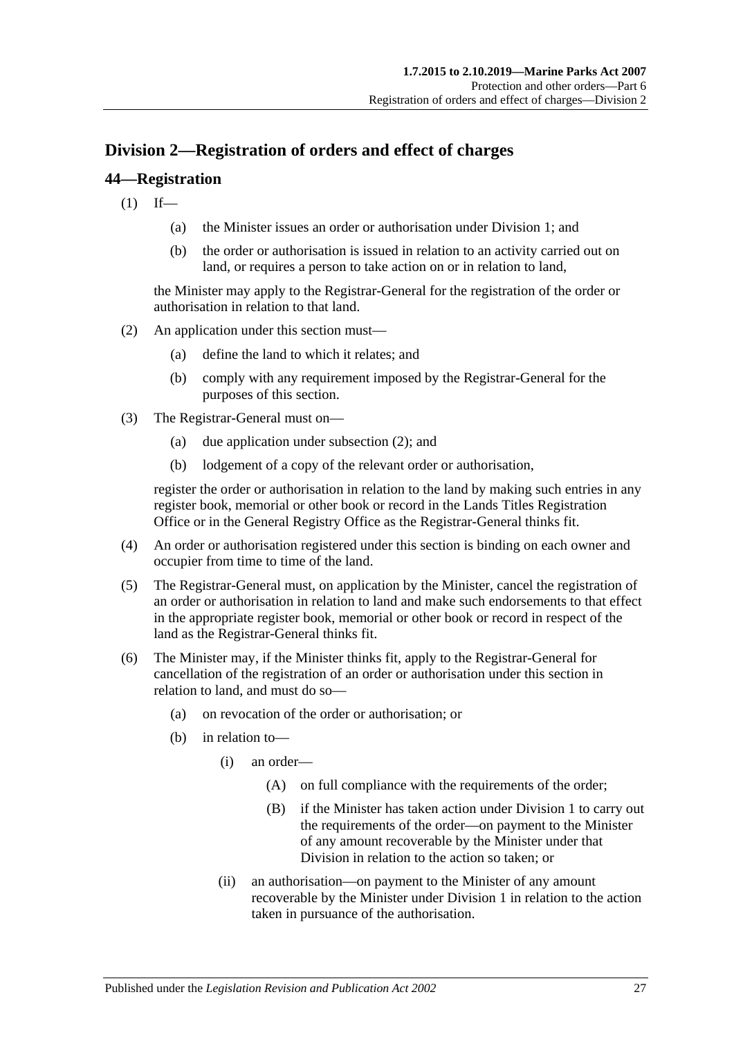## Division 2—Registration of orders and effect of charges

### 44—Registration

(1) If—

(a) the Minister issues an order or authorisation under Division 1; and

(b) the order or authorisation is issued in relation to an activity carried out on land, or requires a person to take action on or in relation to land,

the Minister may apply to the Registrar-General for the registration of the order or authorisation in relation to that land.

(2) An application under this section must—

(a) define the land to which it relates; and

(b) comply with any requirement imposed by the Registrar-General for the purposes of this section.

(3) The Registrar-General must on—

(a) due application under subsection (2); and

(b) lodgement of a copy of the relevant order or authorisation,

register the order or authorisation in relation to the land by making such entries in any register book, memorial or other book or record in the Lands Titles Registration Office or in the General Registry Office as the Registrar-General thinks fit.

(4) An order or authorisation registered under this section is binding on each owner and occupier from time to time of the land.

(5) The Registrar-General must, on application by the Minister, cancel the registration of an order or authorisation in relation to land and make such endorsements to that effect in the appropriate register book, memorial or other book or record in respect of the land as the Registrar-General thinks fit.

(6) The Minister may, if the Minister thinks fit, apply to the Registrar-General for cancellation of the registration of an order or authorisation under this section in relation to land, and must do so—

(a) on revocation of the order or authorisation; or

(b) in relation to—

(i) an order—

(A) on full compliance with the requirements of the order;

(B) if the Minister has taken action under Division 1 to carry out the requirements of the order—on payment to the Minister of any amount recoverable by the Minister under that Division in relation to the action so taken; or

(ii) an authorisation—on payment to the Minister of any amount recoverable by the Minister under Division 1 in relation to the action taken in pursuance of the authorisation.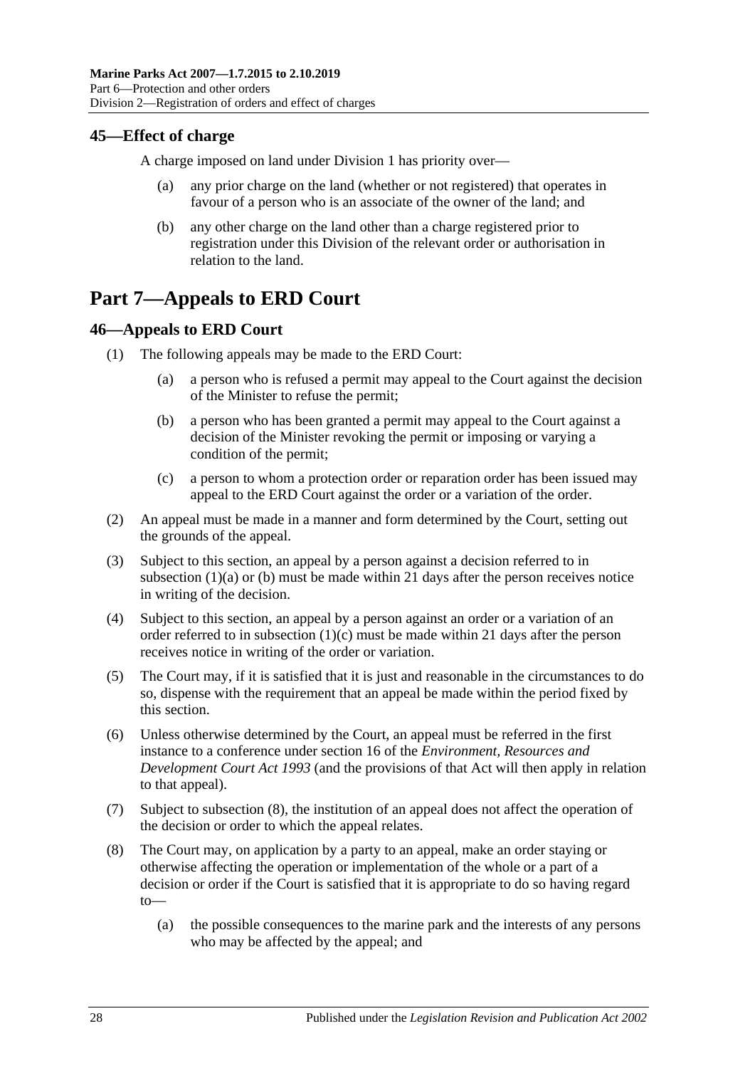## 45—Effect of charge

A charge imposed on land under Division 1 has priority over—

- (a) any prior charge on the land (whether or not registered) that operates in favour of a person who is an associate of the owner of the land; and
- (b) any other charge on the land other than a charge registered prior to registration under this Division of the relevant order or authorisation in relation to the land.

# Part 7—Appeals to ERD Court

## 46—Appeals to ERD Court

(1) The following appeals may be made to the ERD Court:

- (a) a person who is refused a permit may appeal to the Court against the decision of the Minister to refuse the permit;
- (b) a person who has been granted a permit may appeal to the Court against a decision of the Minister revoking the permit or imposing or varying a condition of the permit;
- (c) a person to whom a protection order or reparation order has been issued may appeal to the ERD Court against the order or a variation of the order.

(2) An appeal must be made in a manner and form determined by the Court, setting out the grounds of the appeal.

(3) Subject to this section, an appeal by a person against a decision referred to in subsection (1)(a) or (b) must be made within 21 days after the person receives notice in writing of the decision.

(4) Subject to this section, an appeal by a person against an order or a variation of an order referred to in subsection (1)(c) must be made within 21 days after the person receives notice in writing of the order or variation.

(5) The Court may, if it is satisfied that it is just and reasonable in the circumstances to do so, dispense with the requirement that an appeal be made within the period fixed by this section.

(6) Unless otherwise determined by the Court, an appeal must be referred in the first instance to a conference under section 16 of the *Environment, Resources and Development Court Act 1993* (and the provisions of that Act will then apply in relation to that appeal).

(7) Subject to subsection (8), the institution of an appeal does not affect the operation of the decision or order to which the appeal relates.

(8) The Court may, on application by a party to an appeal, make an order staying or otherwise affecting the operation or implementation of the whole or a part of a decision or order if the Court is satisfied that it is appropriate to do so having regard to—

- (a) the possible consequences to the marine park and the interests of any persons who may be affected by the appeal; and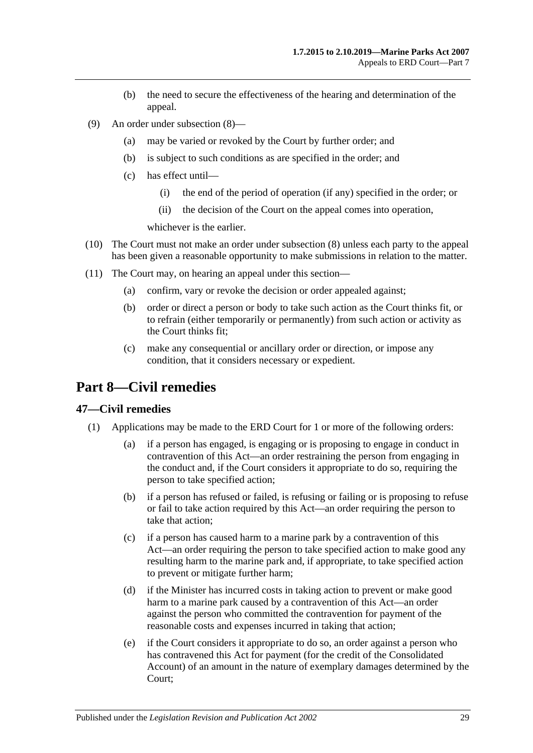(b) the need to secure the effectiveness of the hearing and determination of the appeal.

(9) An order under subsection (8)—

(a) may be varied or revoked by the Court by further order; and

(b) is subject to such conditions as are specified in the order; and

(c) has effect until—

(i) the end of the period of operation (if any) specified in the order; or

(ii) the decision of the Court on the appeal comes into operation,

whichever is the earlier.

(10) The Court must not make an order under subsection (8) unless each party to the appeal has been given a reasonable opportunity to make submissions in relation to the matter.

(11) The Court may, on hearing an appeal under this section—

(a) confirm, vary or revoke the decision or order appealed against;

(b) order or direct a person or body to take such action as the Court thinks fit, or to refrain (either temporarily or permanently) from such action or activity as the Court thinks fit;

(c) make any consequential or ancillary order or direction, or impose any condition, that it considers necessary or expedient.

# Part 8—Civil remedies

## 47—Civil remedies

(1) Applications may be made to the ERD Court for 1 or more of the following orders:

(a) if a person has engaged, is engaging or is proposing to engage in conduct in contravention of this Act—an order restraining the person from engaging in the conduct and, if the Court considers it appropriate to do so, requiring the person to take specified action;

(b) if a person has refused or failed, is refusing or failing or is proposing to refuse or fail to take action required by this Act—an order requiring the person to take that action;

(c) if a person has caused harm to a marine park by a contravention of this Act—an order requiring the person to take specified action to make good any resulting harm to the marine park and, if appropriate, to take specified action to prevent or mitigate further harm;

(d) if the Minister has incurred costs in taking action to prevent or make good harm to a marine park caused by a contravention of this Act—an order against the person who committed the contravention for payment of the reasonable costs and expenses incurred in taking that action;

(e) if the Court considers it appropriate to do so, an order against a person who has contravened this Act for payment (for the credit of the Consolidated Account) of an amount in the nature of exemplary damages determined by the Court;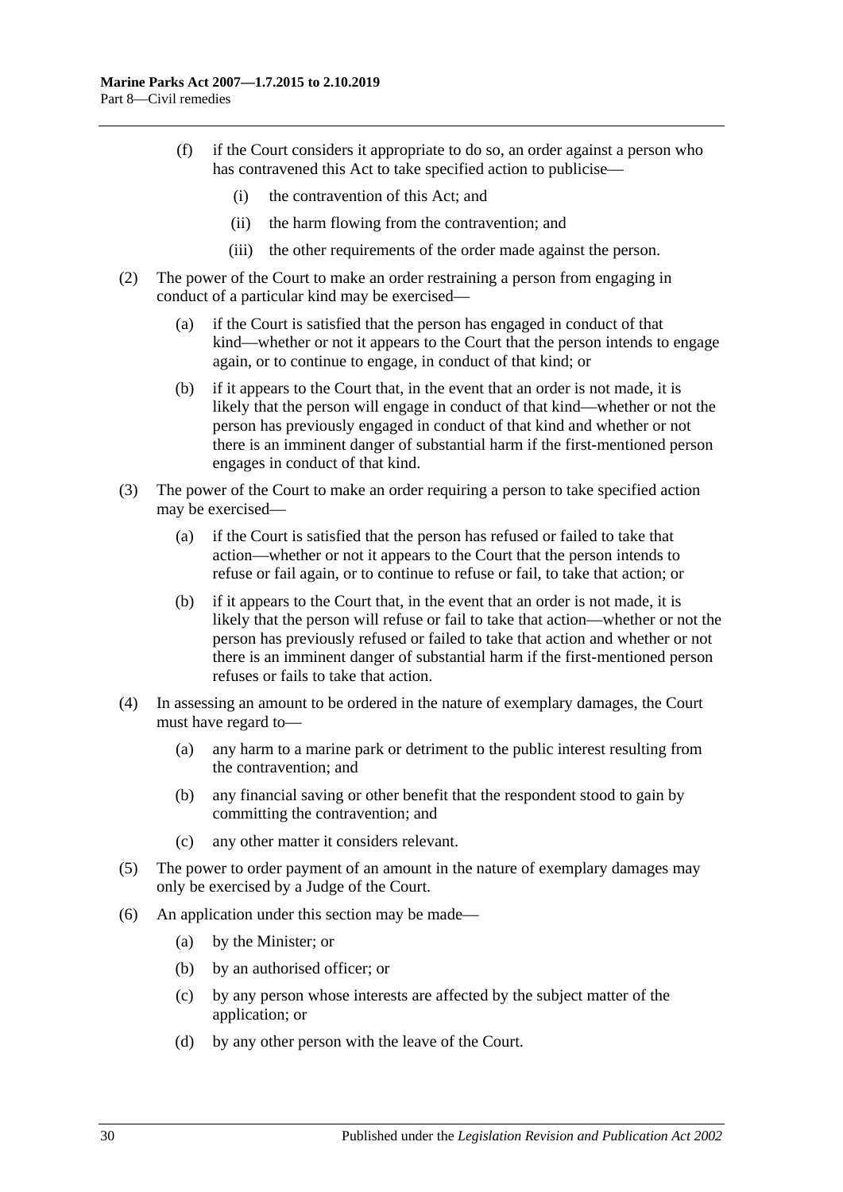(f) if the Court considers it appropriate to do so, an order against a person who has contravened this Act to take specified action to publicise—

(i) the contravention of this Act; and

(ii) the harm flowing from the contravention; and

(iii) the other requirements of the order made against the person.

(2) The power of the Court to make an order restraining a person from engaging in conduct of a particular kind may be exercised—

(a) if the Court is satisfied that the person has engaged in conduct of that kind—whether or not it appears to the Court that the person intends to engage again, or to continue to engage, in conduct of that kind; or

(b) if it appears to the Court that, in the event that an order is not made, it is likely that the person will engage in conduct of that kind—whether or not the person has previously engaged in conduct of that kind and whether or not there is an imminent danger of substantial harm if the first-mentioned person engages in conduct of that kind.

(3) The power of the Court to make an order requiring a person to take specified action may be exercised—

(a) if the Court is satisfied that the person has refused or failed to take that action—whether or not it appears to the Court that the person intends to refuse or fail again, or to continue to refuse or fail, to take that action; or

(b) if it appears to the Court that, in the event that an order is not made, it is likely that the person will refuse or fail to take that action—whether or not the person has previously refused or failed to take that action and whether or not there is an imminent danger of substantial harm if the first-mentioned person refuses or fails to take that action.

(4) In assessing an amount to be ordered in the nature of exemplary damages, the Court must have regard to—

(a) any harm to a marine park or detriment to the public interest resulting from the contravention; and

(b) any financial saving or other benefit that the respondent stood to gain by committing the contravention; and

(c) any other matter it considers relevant.

(5) The power to order payment of an amount in the nature of exemplary damages may only be exercised by a Judge of the Court.

(6) An application under this section may be made—

(a) by the Minister; or

(b) by an authorised officer; or

(c) by any person whose interests are affected by the subject matter of the application; or

(d) by any other person with the leave of the Court.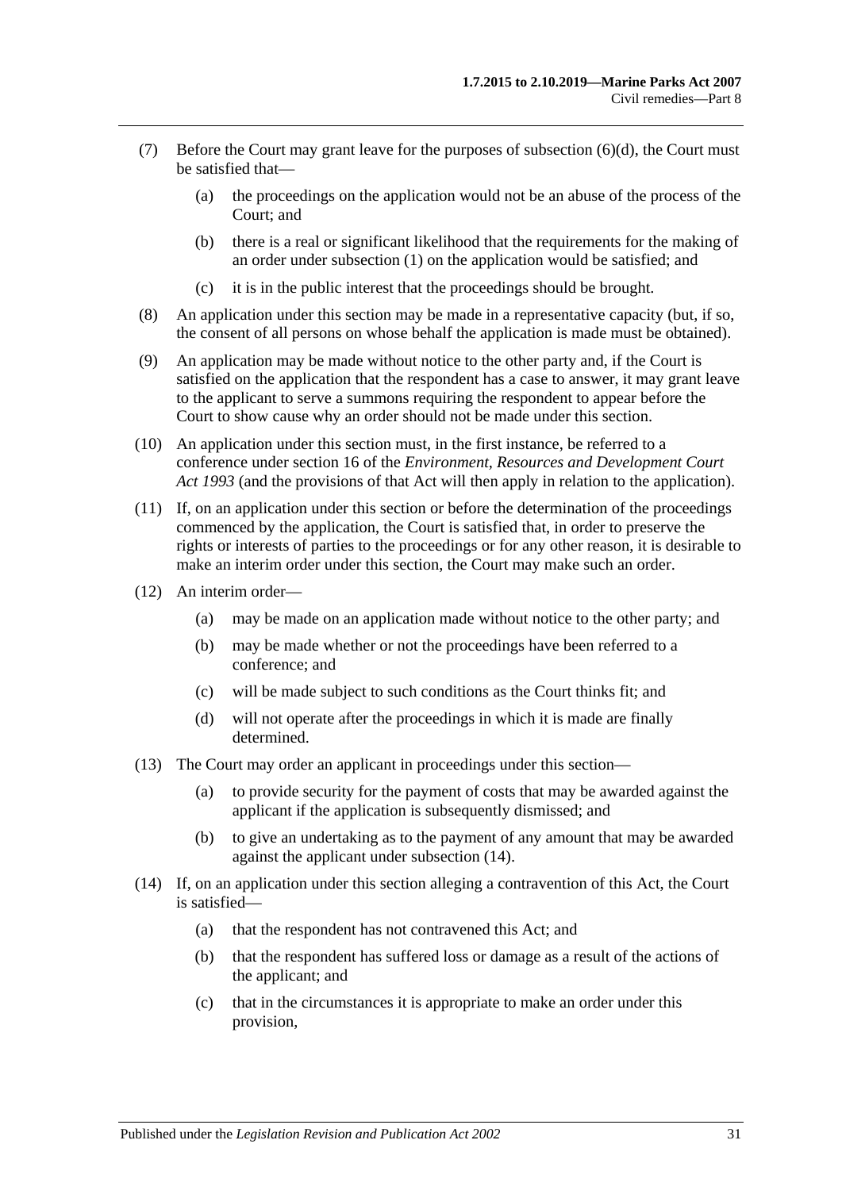(7) Before the Court may grant leave for the purposes of subsection (6)(d), the Court must be satisfied that—

  (a) the proceedings on the application would not be an abuse of the process of the Court; and

  (b) there is a real or significant likelihood that the requirements for the making of an order under subsection (1) on the application would be satisfied; and

  (c) it is in the public interest that the proceedings should be brought.

(8) An application under this section may be made in a representative capacity (but, if so, the consent of all persons on whose behalf the application is made must be obtained).

(9) An application may be made without notice to the other party and, if the Court is satisfied on the application that the respondent has a case to answer, it may grant leave to the applicant to serve a summons requiring the respondent to appear before the Court to show cause why an order should not be made under this section.

(10) An application under this section must, in the first instance, be referred to a conference under section 16 of the *Environment, Resources and Development Court Act 1993* (and the provisions of that Act will then apply in relation to the application).

(11) If, on an application under this section or before the determination of the proceedings commenced by the application, the Court is satisfied that, in order to preserve the rights or interests of parties to the proceedings or for any other reason, it is desirable to make an interim order under this section, the Court may make such an order.

(12) An interim order—

  (a) may be made on an application made without notice to the other party; and

  (b) may be made whether or not the proceedings have been referred to a conference; and

  (c) will be made subject to such conditions as the Court thinks fit; and

  (d) will not operate after the proceedings in which it is made are finally determined.

(13) The Court may order an applicant in proceedings under this section—

  (a) to provide security for the payment of costs that may be awarded against the applicant if the application is subsequently dismissed; and

  (b) to give an undertaking as to the payment of any amount that may be awarded against the applicant under subsection (14).

(14) If, on an application under this section alleging a contravention of this Act, the Court is satisfied—

  (a) that the respondent has not contravened this Act; and

  (b) that the respondent has suffered loss or damage as a result of the actions of the applicant; and

  (c) that in the circumstances it is appropriate to make an order under this provision,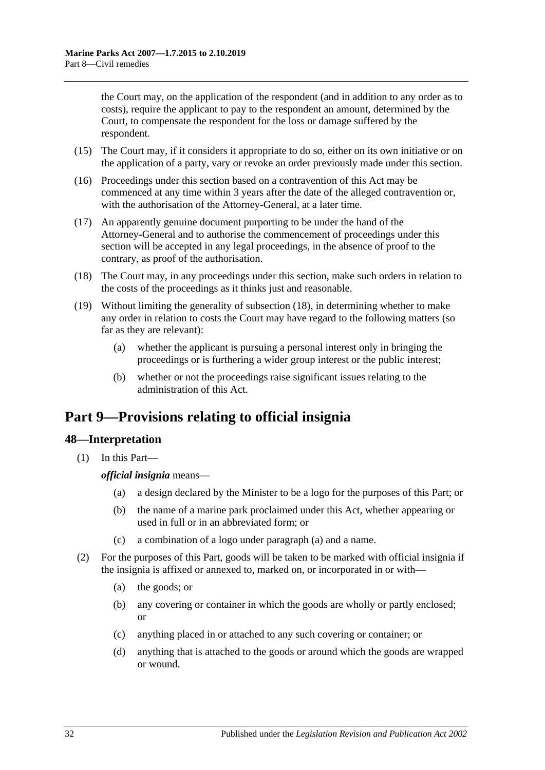the Court may, on the application of the respondent (and in addition to any order as to costs), require the applicant to pay to the respondent an amount, determined by the Court, to compensate the respondent for the loss or damage suffered by the respondent.

(15) The Court may, if it considers it appropriate to do so, either on its own initiative or on the application of a party, vary or revoke an order previously made under this section.

(16) Proceedings under this section based on a contravention of this Act may be commenced at any time within 3 years after the date of the alleged contravention or, with the authorisation of the Attorney-General, at a later time.

(17) An apparently genuine document purporting to be under the hand of the Attorney-General and to authorise the commencement of proceedings under this section will be accepted in any legal proceedings, in the absence of proof to the contrary, as proof of the authorisation.

(18) The Court may, in any proceedings under this section, make such orders in relation to the costs of the proceedings as it thinks just and reasonable.

(19) Without limiting the generality of subsection (18), in determining whether to make any order in relation to costs the Court may have regard to the following matters (so far as they are relevant):

(a) whether the applicant is pursuing a personal interest only in bringing the proceedings or is furthering a wider group interest or the public interest;

(b) whether or not the proceedings raise significant issues relating to the administration of this Act.

# Part 9—Provisions relating to official insignia

## 48—Interpretation

(1) In this Part—

***official insignia*** means—

(a) a design declared by the Minister to be a logo for the purposes of this Part; or

(b) the name of a marine park proclaimed under this Act, whether appearing or used in full or in an abbreviated form; or

(c) a combination of a logo under paragraph (a) and a name.

(2) For the purposes of this Part, goods will be taken to be marked with official insignia if the insignia is affixed or annexed to, marked on, or incorporated in or with—

(a) the goods; or

(b) any covering or container in which the goods are wholly or partly enclosed; or

(c) anything placed in or attached to any such covering or container; or

(d) anything that is attached to the goods or around which the goods are wrapped or wound.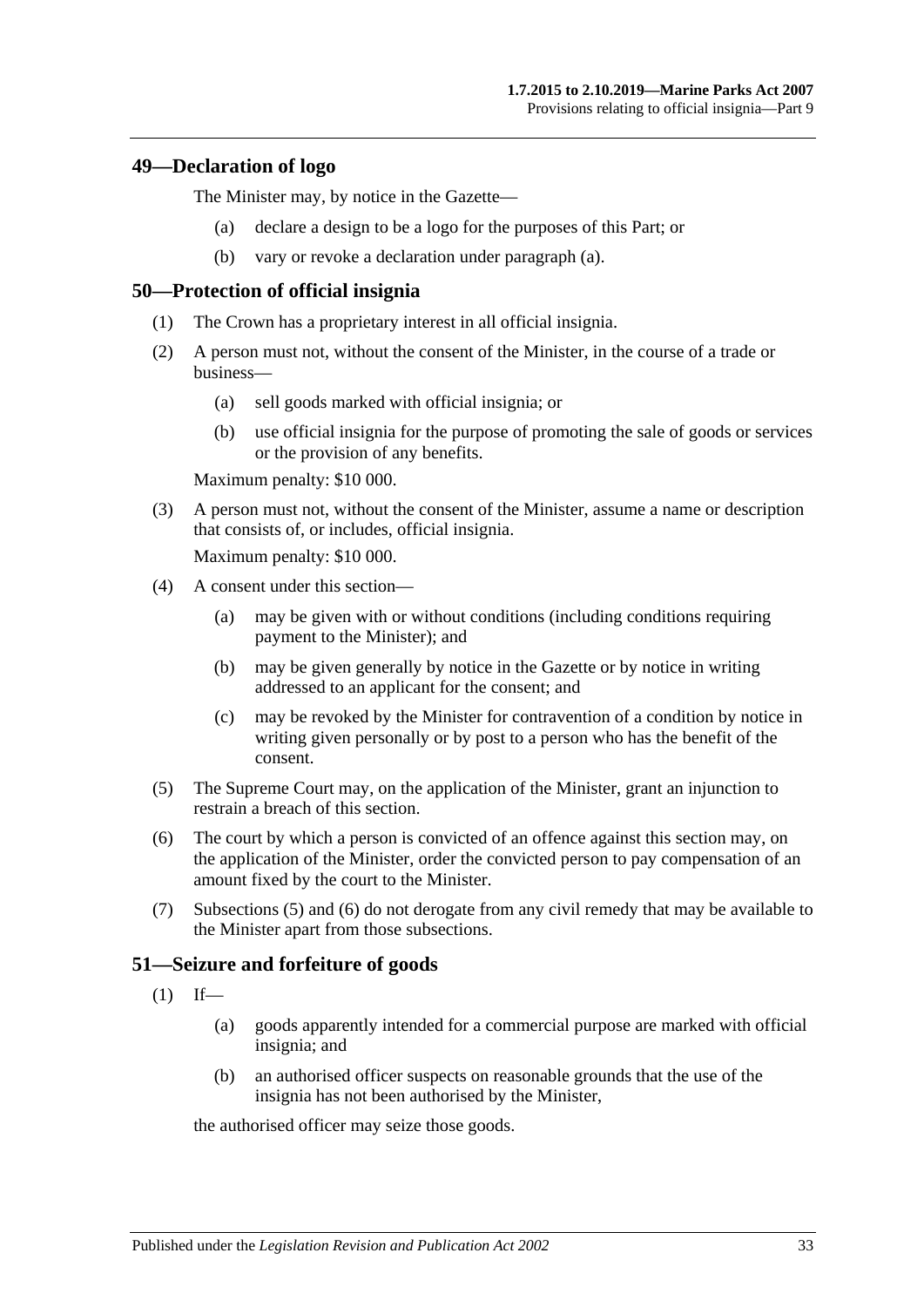## 49—Declaration of logo

The Minister may, by notice in the Gazette—

(a) declare a design to be a logo for the purposes of this Part; or

(b) vary or revoke a declaration under paragraph (a).

## 50—Protection of official insignia

(1) The Crown has a proprietary interest in all official insignia.

(2) A person must not, without the consent of the Minister, in the course of a trade or business—

(a) sell goods marked with official insignia; or

(b) use official insignia for the purpose of promoting the sale of goods or services or the provision of any benefits.

Maximum penalty: $10 000.

(3) A person must not, without the consent of the Minister, assume a name or description that consists of, or includes, official insignia.

Maximum penalty: $10 000.

(4) A consent under this section—

(a) may be given with or without conditions (including conditions requiring payment to the Minister); and

(b) may be given generally by notice in the Gazette or by notice in writing addressed to an applicant for the consent; and

(c) may be revoked by the Minister for contravention of a condition by notice in writing given personally or by post to a person who has the benefit of the consent.

(5) The Supreme Court may, on the application of the Minister, grant an injunction to restrain a breach of this section.

(6) The court by which a person is convicted of an offence against this section may, on the application of the Minister, order the convicted person to pay compensation of an amount fixed by the court to the Minister.

(7) Subsections (5) and (6) do not derogate from any civil remedy that may be available to the Minister apart from those subsections.

## 51—Seizure and forfeiture of goods

(1) If—

(a) goods apparently intended for a commercial purpose are marked with official insignia; and

(b) an authorised officer suspects on reasonable grounds that the use of the insignia has not been authorised by the Minister,

the authorised officer may seize those goods.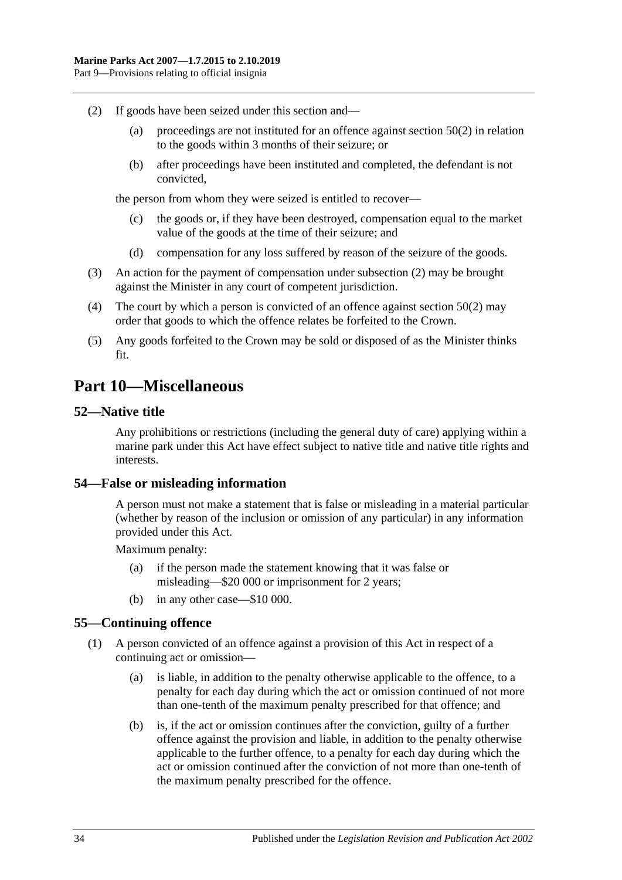(2) If goods have been seized under this section and—

(a) proceedings are not instituted for an offence against section 50(2) in relation to the goods within 3 months of their seizure; or

(b) after proceedings have been instituted and completed, the defendant is not convicted,

the person from whom they were seized is entitled to recover—

(c) the goods or, if they have been destroyed, compensation equal to the market value of the goods at the time of their seizure; and

(d) compensation for any loss suffered by reason of the seizure of the goods.

(3) An action for the payment of compensation under subsection (2) may be brought against the Minister in any court of competent jurisdiction.

(4) The court by which a person is convicted of an offence against section 50(2) may order that goods to which the offence relates be forfeited to the Crown.

(5) Any goods forfeited to the Crown may be sold or disposed of as the Minister thinks fit.

# Part 10—Miscellaneous

## 52—Native title

Any prohibitions or restrictions (including the general duty of care) applying within a marine park under this Act have effect subject to native title and native title rights and interests.

## 54—False or misleading information

A person must not make a statement that is false or misleading in a material particular (whether by reason of the inclusion or omission of any particular) in any information provided under this Act.

Maximum penalty:

(a) if the person made the statement knowing that it was false or misleading—$20 000 or imprisonment for 2 years;

(b) in any other case—$10 000.

## 55—Continuing offence

(1) A person convicted of an offence against a provision of this Act in respect of a continuing act or omission—

(a) is liable, in addition to the penalty otherwise applicable to the offence, to a penalty for each day during which the act or omission continued of not more than one-tenth of the maximum penalty prescribed for that offence; and

(b) is, if the act or omission continues after the conviction, guilty of a further offence against the provision and liable, in addition to the penalty otherwise applicable to the further offence, to a penalty for each day during which the act or omission continued after the conviction of not more than one-tenth of the maximum penalty prescribed for the offence.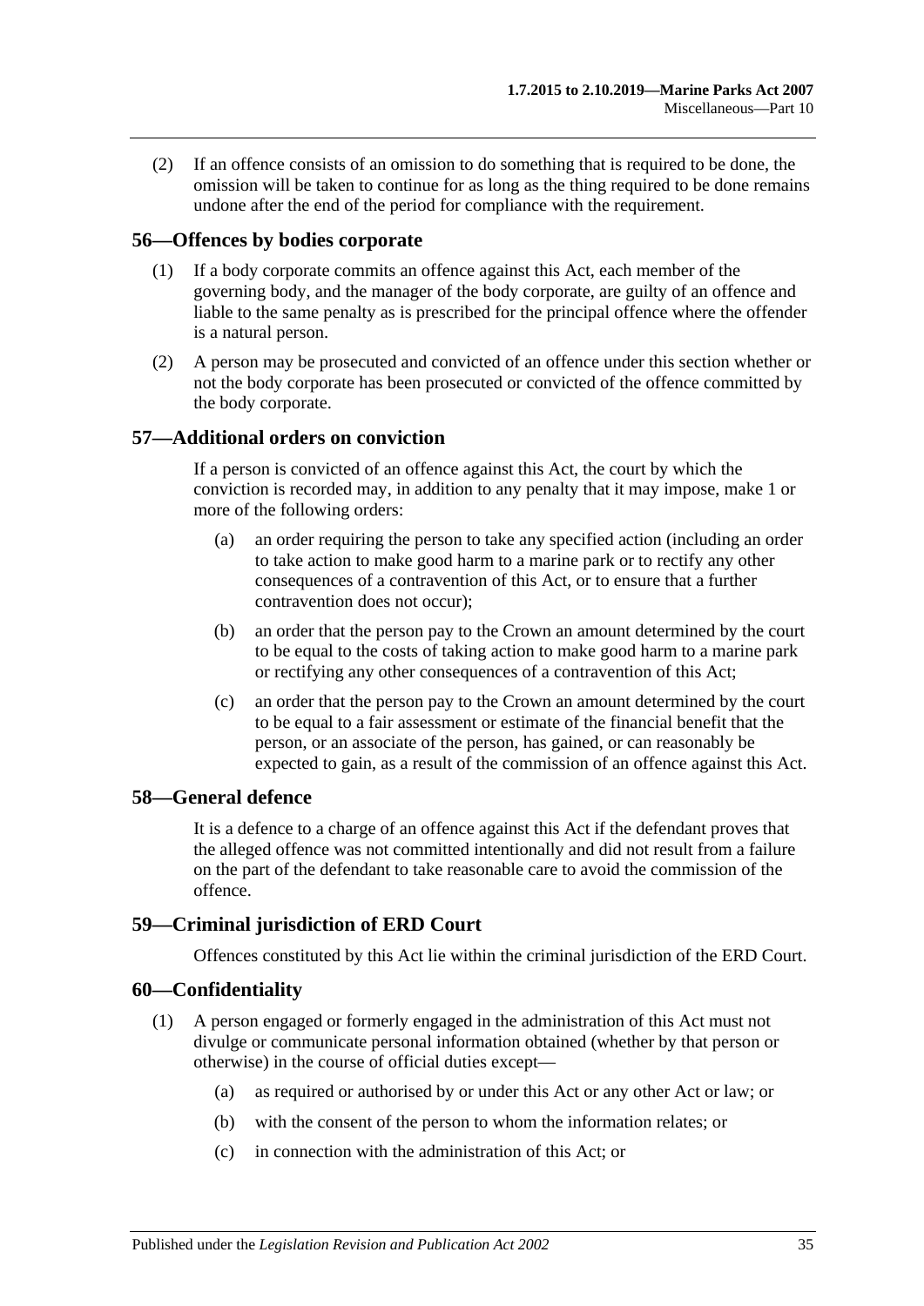(2) If an offence consists of an omission to do something that is required to be done, the omission will be taken to continue for as long as the thing required to be done remains undone after the end of the period for compliance with the requirement.

## 56—Offences by bodies corporate

(1) If a body corporate commits an offence against this Act, each member of the governing body, and the manager of the body corporate, are guilty of an offence and liable to the same penalty as is prescribed for the principal offence where the offender is a natural person.

(2) A person may be prosecuted and convicted of an offence under this section whether or not the body corporate has been prosecuted or convicted of the offence committed by the body corporate.

## 57—Additional orders on conviction

If a person is convicted of an offence against this Act, the court by which the conviction is recorded may, in addition to any penalty that it may impose, make 1 or more of the following orders:

(a) an order requiring the person to take any specified action (including an order to take action to make good harm to a marine park or to rectify any other consequences of a contravention of this Act, or to ensure that a further contravention does not occur);

(b) an order that the person pay to the Crown an amount determined by the court to be equal to the costs of taking action to make good harm to a marine park or rectifying any other consequences of a contravention of this Act;

(c) an order that the person pay to the Crown an amount determined by the court to be equal to a fair assessment or estimate of the financial benefit that the person, or an associate of the person, has gained, or can reasonably be expected to gain, as a result of the commission of an offence against this Act.

## 58—General defence

It is a defence to a charge of an offence against this Act if the defendant proves that the alleged offence was not committed intentionally and did not result from a failure on the part of the defendant to take reasonable care to avoid the commission of the offence.

## 59—Criminal jurisdiction of ERD Court

Offences constituted by this Act lie within the criminal jurisdiction of the ERD Court.

## 60—Confidentiality

(1) A person engaged or formerly engaged in the administration of this Act must not divulge or communicate personal information obtained (whether by that person or otherwise) in the course of official duties except—

(a) as required or authorised by or under this Act or any other Act or law; or

(b) with the consent of the person to whom the information relates; or

(c) in connection with the administration of this Act; or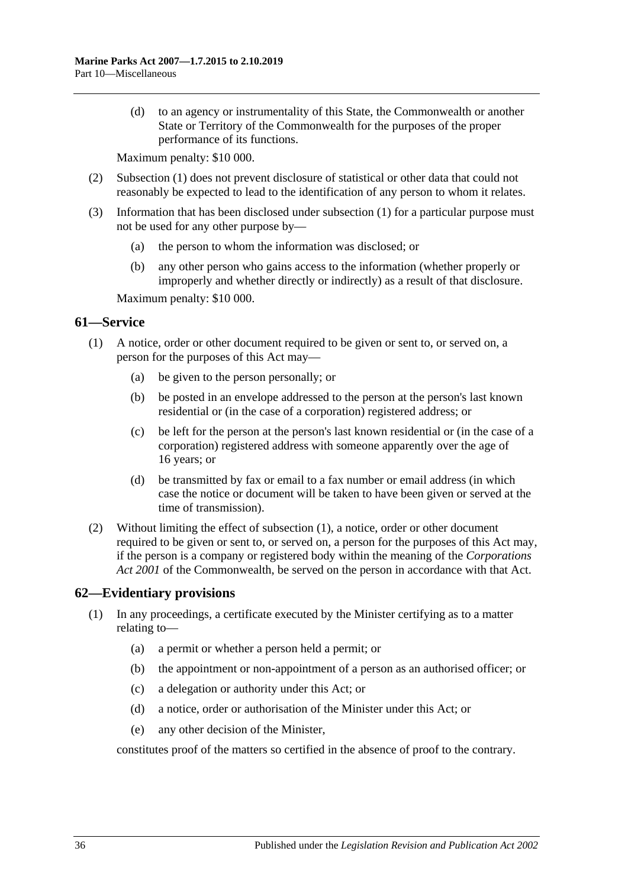(d) to an agency or instrumentality of this State, the Commonwealth or another State or Territory of the Commonwealth for the purposes of the proper performance of its functions.

Maximum penalty: $10 000.

(2) Subsection (1) does not prevent disclosure of statistical or other data that could not reasonably be expected to lead to the identification of any person to whom it relates.

(3) Information that has been disclosed under subsection (1) for a particular purpose must not be used for any other purpose by—

(a) the person to whom the information was disclosed; or

(b) any other person who gains access to the information (whether properly or improperly and whether directly or indirectly) as a result of that disclosure.

Maximum penalty: $10 000.

## 61—Service

(1) A notice, order or other document required to be given or sent to, or served on, a person for the purposes of this Act may—

(a) be given to the person personally; or

(b) be posted in an envelope addressed to the person at the person's last known residential or (in the case of a corporation) registered address; or

(c) be left for the person at the person's last known residential or (in the case of a corporation) registered address with someone apparently over the age of 16 years; or

(d) be transmitted by fax or email to a fax number or email address (in which case the notice or document will be taken to have been given or served at the time of transmission).

(2) Without limiting the effect of subsection (1), a notice, order or other document required to be given or sent to, or served on, a person for the purposes of this Act may, if the person is a company or registered body within the meaning of the *Corporations Act 2001* of the Commonwealth, be served on the person in accordance with that Act.

## 62—Evidentiary provisions

(1) In any proceedings, a certificate executed by the Minister certifying as to a matter relating to—

(a) a permit or whether a person held a permit; or

(b) the appointment or non-appointment of a person as an authorised officer; or

(c) a delegation or authority under this Act; or

(d) a notice, order or authorisation of the Minister under this Act; or

(e) any other decision of the Minister,

constitutes proof of the matters so certified in the absence of proof to the contrary.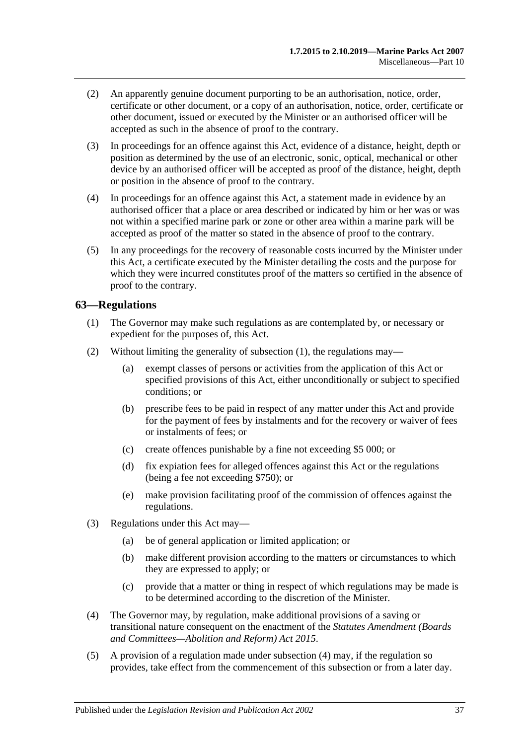(2) An apparently genuine document purporting to be an authorisation, notice, order, certificate or other document, or a copy of an authorisation, notice, order, certificate or other document, issued or executed by the Minister or an authorised officer will be accepted as such in the absence of proof to the contrary.

(3) In proceedings for an offence against this Act, evidence of a distance, height, depth or position as determined by the use of an electronic, sonic, optical, mechanical or other device by an authorised officer will be accepted as proof of the distance, height, depth or position in the absence of proof to the contrary.

(4) In proceedings for an offence against this Act, a statement made in evidence by an authorised officer that a place or area described or indicated by him or her was or was not within a specified marine park or zone or other area within a marine park will be accepted as proof of the matter so stated in the absence of proof to the contrary.

(5) In any proceedings for the recovery of reasonable costs incurred by the Minister under this Act, a certificate executed by the Minister detailing the costs and the purpose for which they were incurred constitutes proof of the matters so certified in the absence of proof to the contrary.

## 63—Regulations

(1) The Governor may make such regulations as are contemplated by, or necessary or expedient for the purposes of, this Act.

(2) Without limiting the generality of subsection (1), the regulations may—

(a) exempt classes of persons or activities from the application of this Act or specified provisions of this Act, either unconditionally or subject to specified conditions; or

(b) prescribe fees to be paid in respect of any matter under this Act and provide for the payment of fees by instalments and for the recovery or waiver of fees or instalments of fees; or

(c) create offences punishable by a fine not exceeding $5 000; or

(d) fix expiation fees for alleged offences against this Act or the regulations (being a fee not exceeding $750); or

(e) make provision facilitating proof of the commission of offences against the regulations.

(3) Regulations under this Act may—

(a) be of general application or limited application; or

(b) make different provision according to the matters or circumstances to which they are expressed to apply; or

(c) provide that a matter or thing in respect of which regulations may be made is to be determined according to the discretion of the Minister.

(4) The Governor may, by regulation, make additional provisions of a saving or transitional nature consequent on the enactment of the *Statutes Amendment (Boards and Committees—Abolition and Reform) Act 2015*.

(5) A provision of a regulation made under subsection (4) may, if the regulation so provides, take effect from the commencement of this subsection or from a later day.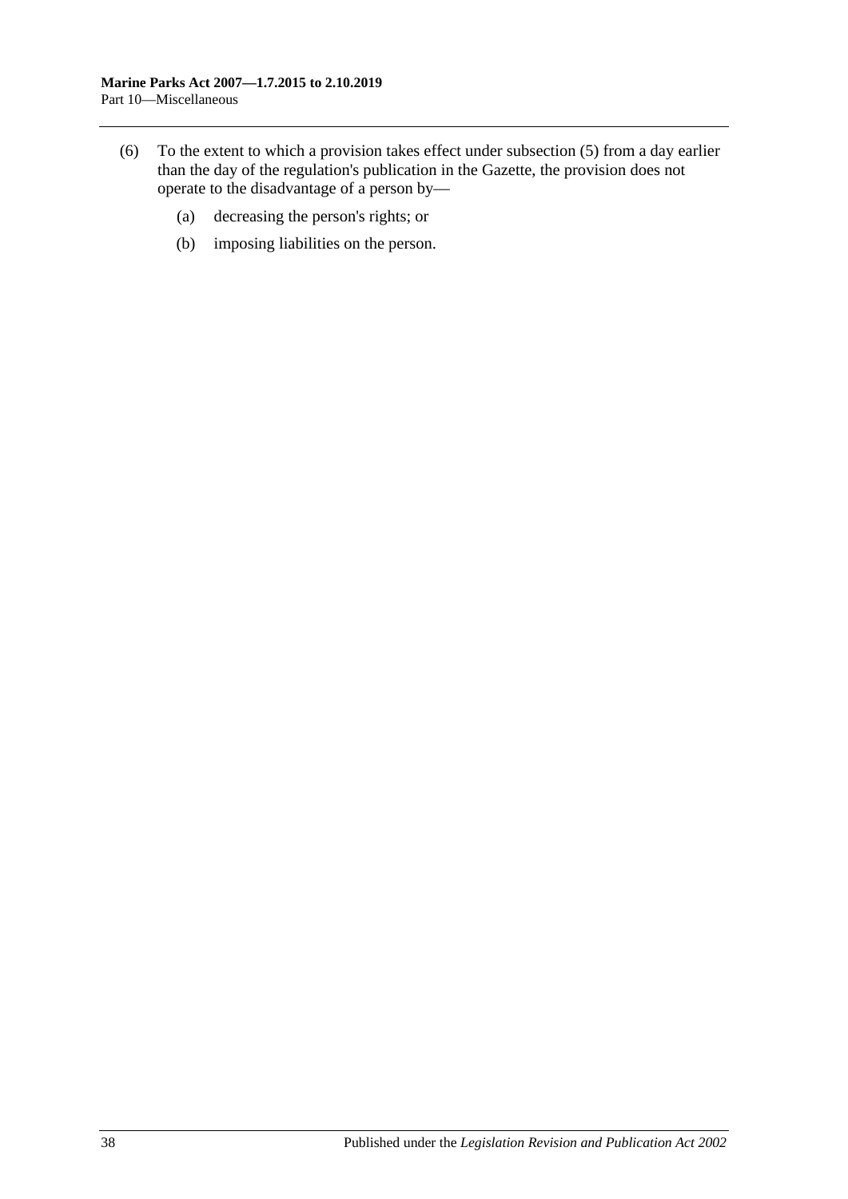(6) To the extent to which a provision takes effect under subsection (5) from a day earlier than the day of the regulation's publication in the Gazette, the provision does not operate to the disadvantage of a person by—

  (a) decreasing the person's rights; or

  (b) imposing liabilities on the person.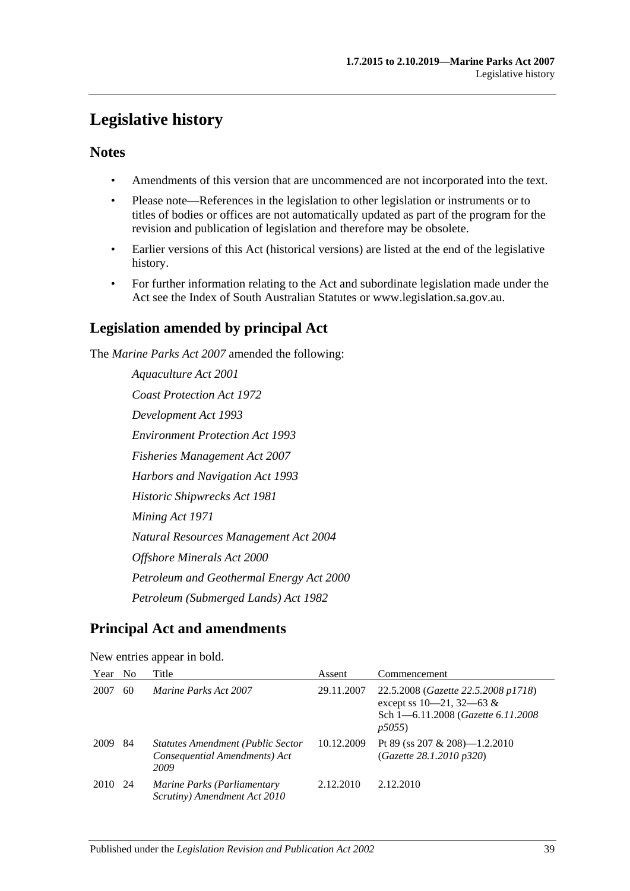# Legislative history

## Notes

- Amendments of this version that are uncommenced are not incorporated into the text.
- Please note—References in the legislation to other legislation or instruments or to titles of bodies or offices are not automatically updated as part of the program for the revision and publication of legislation and therefore may be obsolete.
- Earlier versions of this Act (historical versions) are listed at the end of the legislative history.
- For further information relating to the Act and subordinate legislation made under the Act see the Index of South Australian Statutes or www.legislation.sa.gov.au.

## Legislation amended by principal Act

The *Marine Parks Act 2007* amended the following:

*Aquaculture Act 2001*

*Coast Protection Act 1972*

*Development Act 1993*

*Environment Protection Act 1993*

*Fisheries Management Act 2007*

*Harbors and Navigation Act 1993*

*Historic Shipwrecks Act 1981*

*Mining Act 1971*

*Natural Resources Management Act 2004*

*Offshore Minerals Act 2000*

*Petroleum and Geothermal Energy Act 2000*

*Petroleum (Submerged Lands) Act 1982*

## Principal Act and amendments

New entries appear in bold.

| Year | No | Title | Assent | Commencement |
|---|---|---|---|---|
| 2007 | 60 | *Marine Parks Act 2007* | 29.11.2007 | 22.5.2008 (*Gazette 22.5.2008 p1718*) except ss 10—21, 32—63 & Sch 1—6.11.2008 (*Gazette 6.11.2008 p5055*) |
| 2009 | 84 | *Statutes Amendment (Public Sector Consequential Amendments) Act 2009* | 10.12.2009 | Pt 89 (ss 207 & 208)—1.2.2010 (*Gazette 28.1.2010 p320*) |
| 2010 | 24 | *Marine Parks (Parliamentary Scrutiny) Amendment Act 2010* | 2.12.2010 | 2.12.2010 |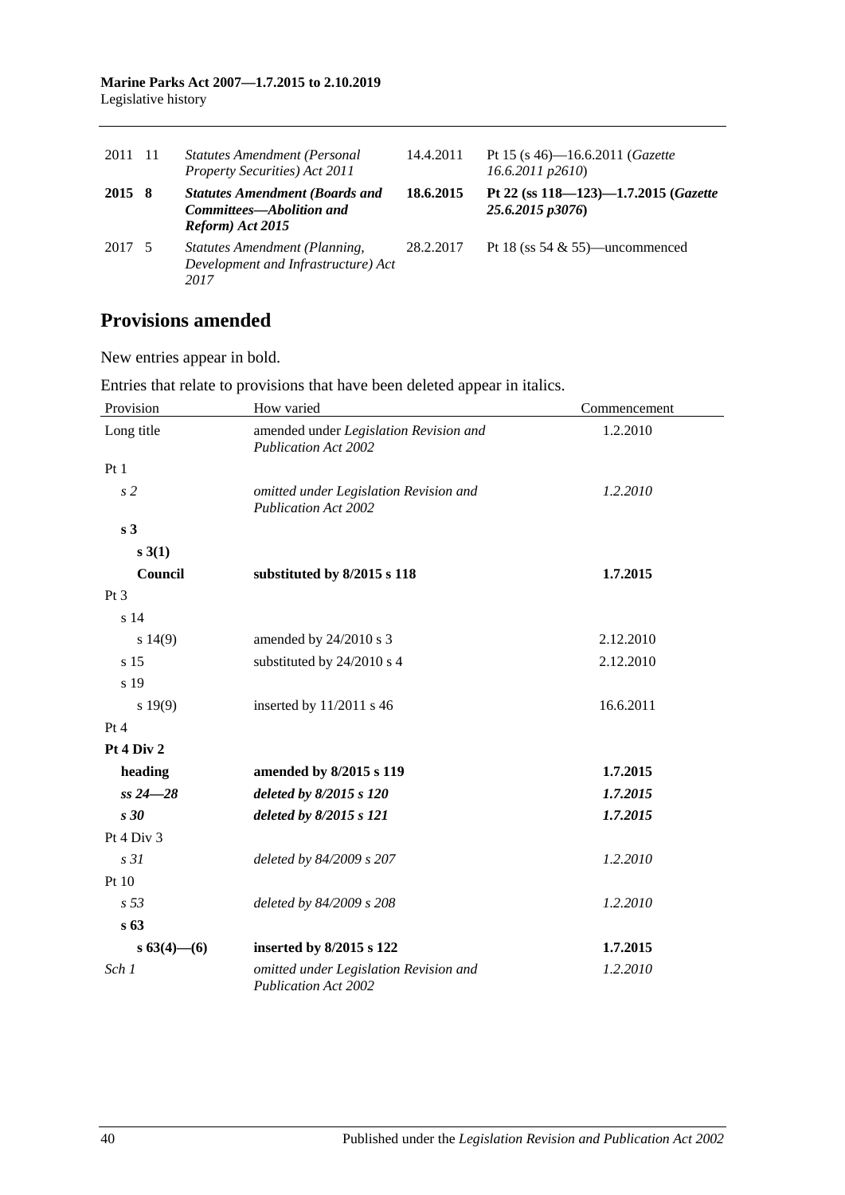| | | | | |
|---|---|---|---|---|
| 2011 | 11 | *Statutes Amendment (Personal Property Securities) Act 2011* | 14.4.2011 | Pt 15 (s 46)—16.6.2011 (*Gazette 16.6.2011 p2610*) |
| **2015** | **8** | ***Statutes Amendment (Boards and Committees—Abolition and Reform) Act 2015*** | **18.6.2015** | **Pt 22 (ss 118—123)—1.7.2015 (*Gazette 25.6.2015 p3076*)** |
| 2017 | 5 | *Statutes Amendment (Planning, Development and Infrastructure) Act 2017* | 28.2.2017 | Pt 18 (ss 54 & 55)—uncommenced |

## Provisions amended

New entries appear in bold.

Entries that relate to provisions that have been deleted appear in italics.

| Provision | How varied | Commencement |
|---|---|---|
| Long title | amended under *Legislation Revision and Publication Act 2002* | 1.2.2010 |
| Pt 1 | | |
| *s 2* | *omitted under Legislation Revision and Publication Act 2002* | *1.2.2010* |
| **s 3** | | |
| **s 3(1)** | | |
| **Council** | **substituted by 8/2015 s 118** | **1.7.2015** |
| Pt 3 | | |
| s 14 | | |
| s 14(9) | amended by 24/2010 s 3 | 2.12.2010 |
| s 15 | substituted by 24/2010 s 4 | 2.12.2010 |
| s 19 | | |
| s 19(9) | inserted by 11/2011 s 46 | 16.6.2011 |
| Pt 4 | | |
| **Pt 4 Div 2** | | |
| **heading** | **amended by 8/2015 s 119** | **1.7.2015** |
| ***ss 24—28*** | ***deleted by 8/2015 s 120*** | ***1.7.2015*** |
| ***s 30*** | ***deleted by 8/2015 s 121*** | ***1.7.2015*** |
| Pt 4 Div 3 | | |
| *s 31* | *deleted by 84/2009 s 207* | *1.2.2010* |
| Pt 10 | | |
| *s 53* | *deleted by 84/2009 s 208* | *1.2.2010* |
| **s 63** | | |
| **s 63(4)—(6)** | **inserted by 8/2015 s 122** | **1.7.2015** |
| *Sch 1* | *omitted under Legislation Revision and Publication Act 2002* | *1.2.2010* |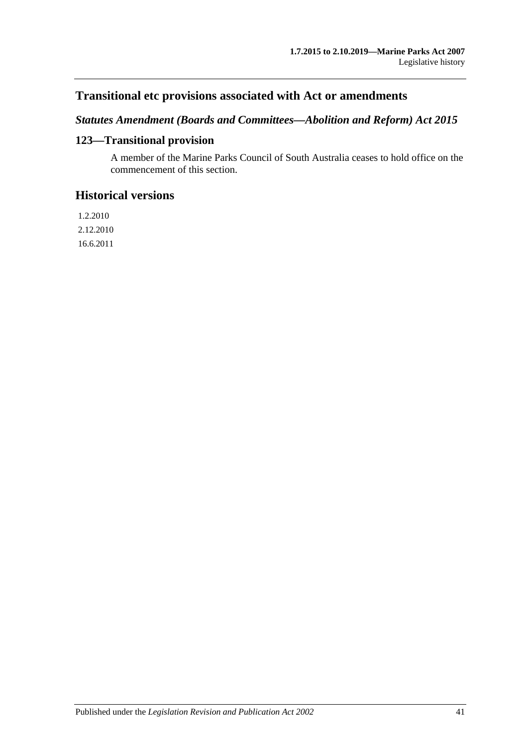## Transitional etc provisions associated with Act or amendments

### *Statutes Amendment (Boards and Committees—Abolition and Reform) Act 2015*

### 123—Transitional provision

A member of the Marine Parks Council of South Australia ceases to hold office on the commencement of this section.

## Historical versions

1.2.2010

2.12.2010

16.6.2011